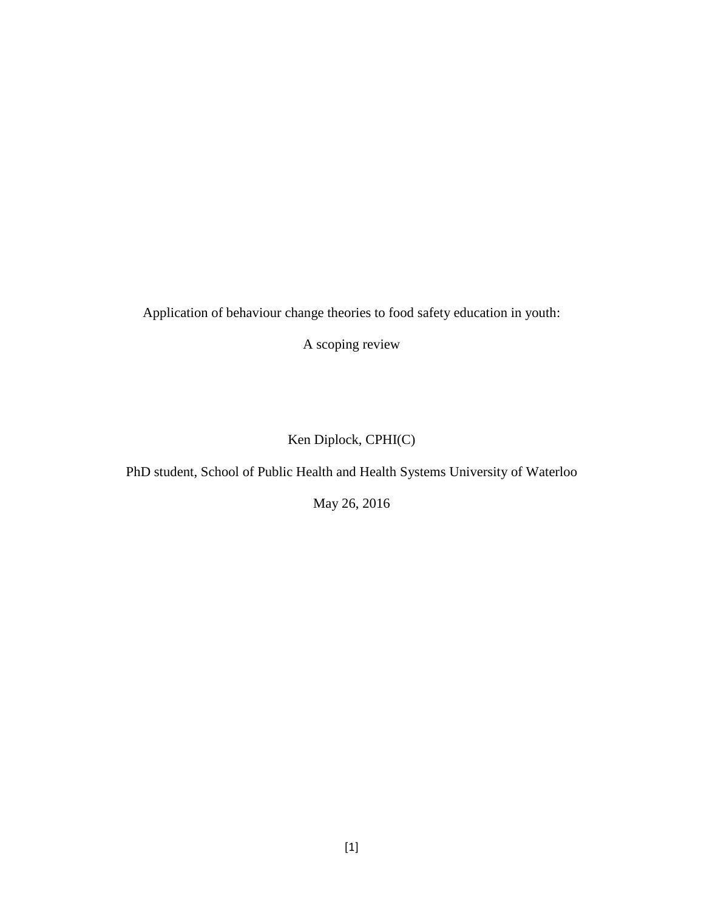# Application of behaviour change theories to food safety education in youth:

# A scoping review

Ken Diplock, CPHI(C)

PhD student, School of Public Health and Health Systems University of Waterloo

May 26, 2016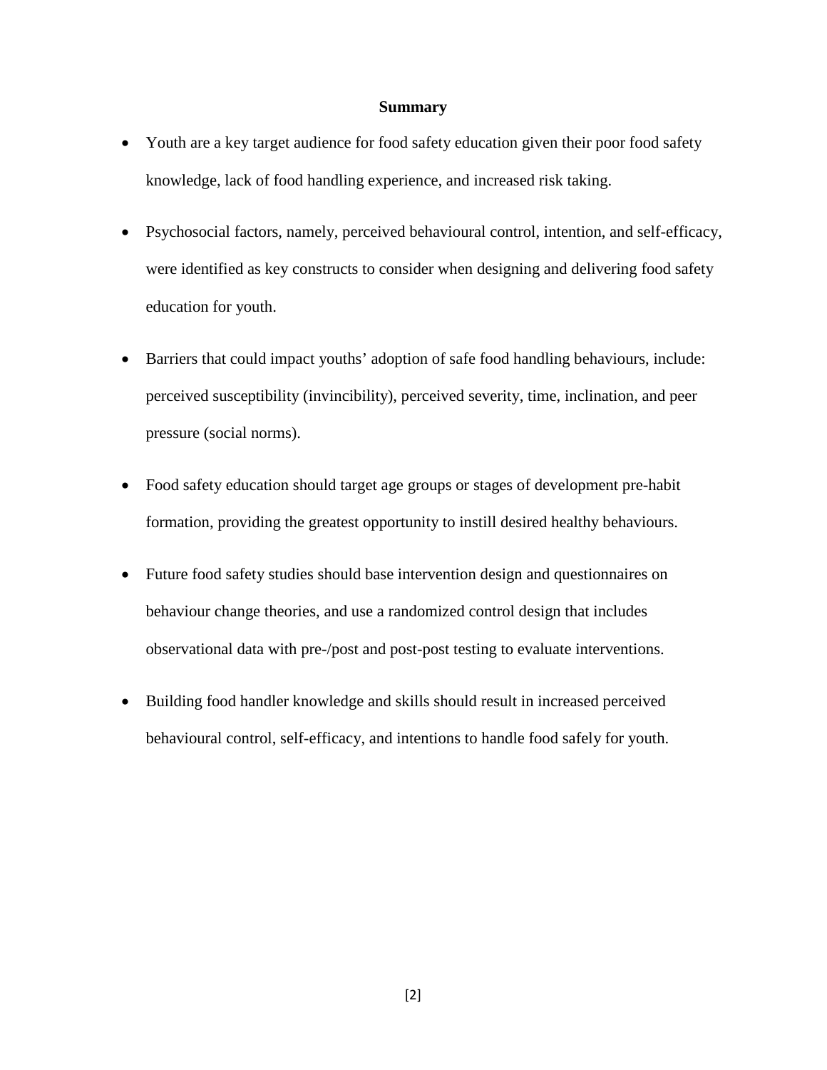**Summary**

- Youth are a key target audience for food safety education given their poor food safety knowledge, lack of food handling experience, and increased risk taking.
- Psychosocial factors, namely, perceived behavioural control, intention, and self-efficacy, were identified as key constructs to consider when designing and delivering food safety education for youth.
- Barriers that could impact youths' adoption of safe food handling behaviours, include: perceived susceptibility (invincibility), perceived severity, time, inclination, and peer pressure (social norms).
- Food safety education should target age groups or stages of development pre-habit formation, providing the greatest opportunity to instill desired healthy behaviours.
- Future food safety studies should base intervention design and questionnaires on behaviour change theories, and use a randomized control design that includes observational data with pre-/post and post-post testing to evaluate interventions.
- Building food handler knowledge and skills should result in increased perceived behavioural control, self-efficacy, and intentions to handle food safely for youth.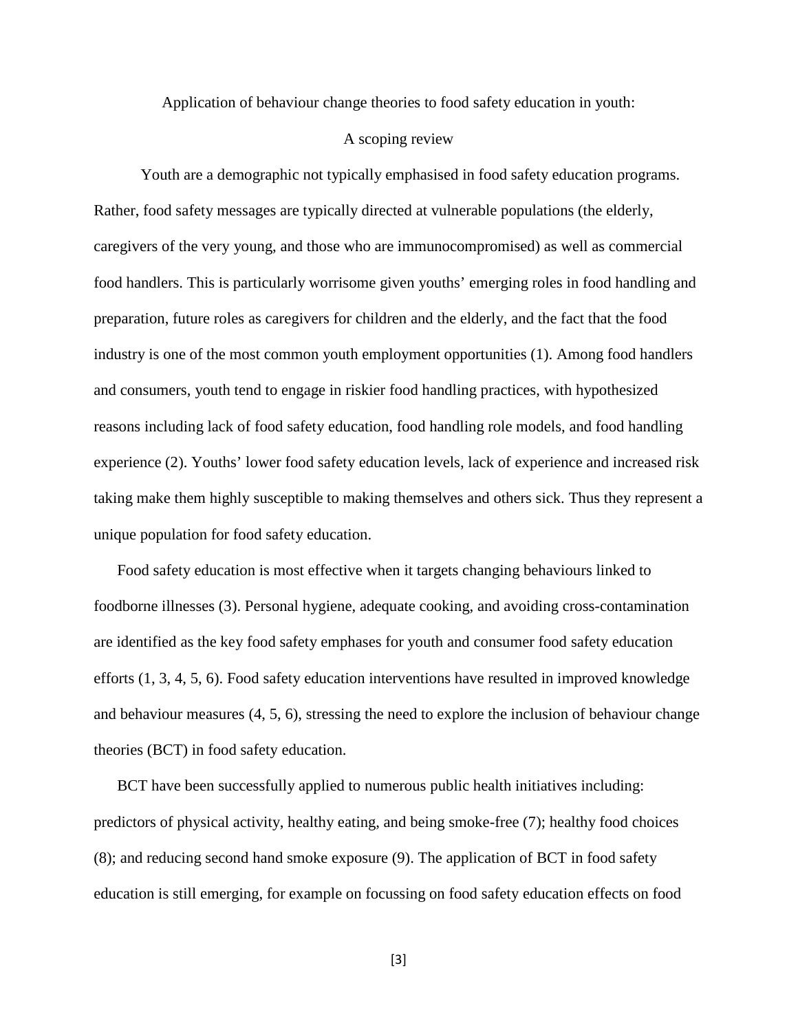# Application of behaviour change theories to food safety education in youth: A scoping review

Youth are a demographic not typically emphasised in food safety education programs. Rather, food safety messages are typically directed at vulnerable populations (the elderly, caregivers of the very young, and those who are immunocompromised) as well as commercial food handlers. This is particularly worrisome given youths' emerging roles in food handling and preparation, future roles as caregivers for children and the elderly, and the fact that the food industry is one of the most common youth employment opportunities (1). Among food handlers and consumers, youth tend to engage in riskier food handling practices, with hypothesized reasons including lack of food safety education, food handling role models, and food handling experience (2). Youths' lower food safety education levels, lack of experience and increased risk taking make them highly susceptible to making themselves and others sick. Thus they represent a unique population for food safety education.

Food safety education is most effective when it targets changing behaviours linked to foodborne illnesses (3). Personal hygiene, adequate cooking, and avoiding cross-contamination are identified as the key food safety emphases for youth and consumer food safety education efforts (1, 3, 4, 5, 6). Food safety education interventions have resulted in improved knowledge and behaviour measures (4, 5, 6), stressing the need to explore the inclusion of behaviour change theories (BCT) in food safety education.

BCT have been successfully applied to numerous public health initiatives including: predictors of physical activity, healthy eating, and being smoke-free (7); healthy food choices (8); and reducing second hand smoke exposure (9). The application of BCT in food safety education is still emerging, for example on focussing on food safety education effects on food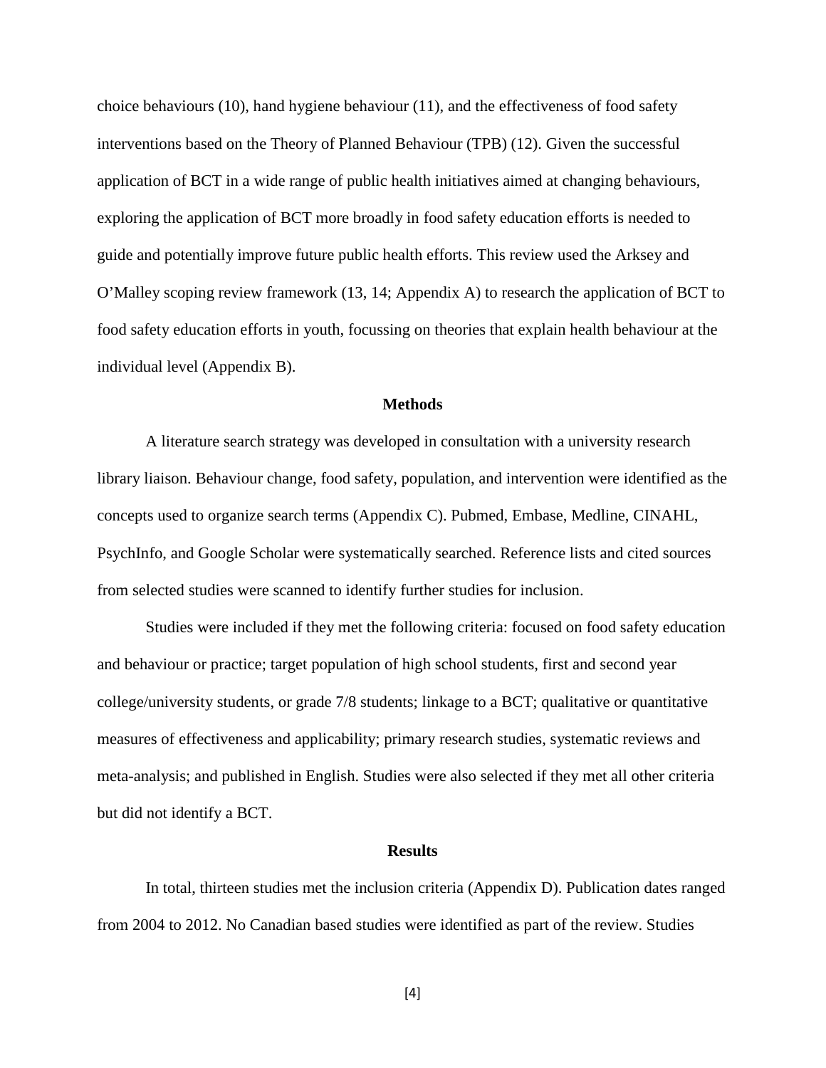choice behaviours (10), hand hygiene behaviour (11), and the effectiveness of food safety interventions based on the Theory of Planned Behaviour (TPB) (12). Given the successful application of BCT in a wide range of public health initiatives aimed at changing behaviours, exploring the application of BCT more broadly in food safety education efforts is needed to guide and potentially improve future public health efforts. This review used the Arksey and O'Malley scoping review framework (13, 14; Appendix A) to research the application of BCT to food safety education efforts in youth, focussing on theories that explain health behaviour at the individual level (Appendix B).

## Methods

A literature search strategy was developed in consultation with a university research library liaison. Behaviour change, food safety, population, and intervention were identified as the concepts used to organize search terms (Appendix C). Pubmed, Embase, Medline, CINAHL, PsychInfo, and Google Scholar were systematically searched. Reference lists and cited sources from selected studies were scanned to identify further studies for inclusion.

Studies were included if they met the following criteria: focused on food safety education and behaviour or practice; target population of high school students, first and second year college/university students, or grade 7/8 students; linkage to a BCT; qualitative or quantitative measures of effectiveness and applicability; primary research studies, systematic reviews and meta-analysis; and published in English. Studies were also selected if they met all other criteria but did not identify a BCT.

## Results

In total, thirteen studies met the inclusion criteria (Appendix D). Publication dates ranged from 2004 to 2012. No Canadian based studies were identified as part of the review. Studies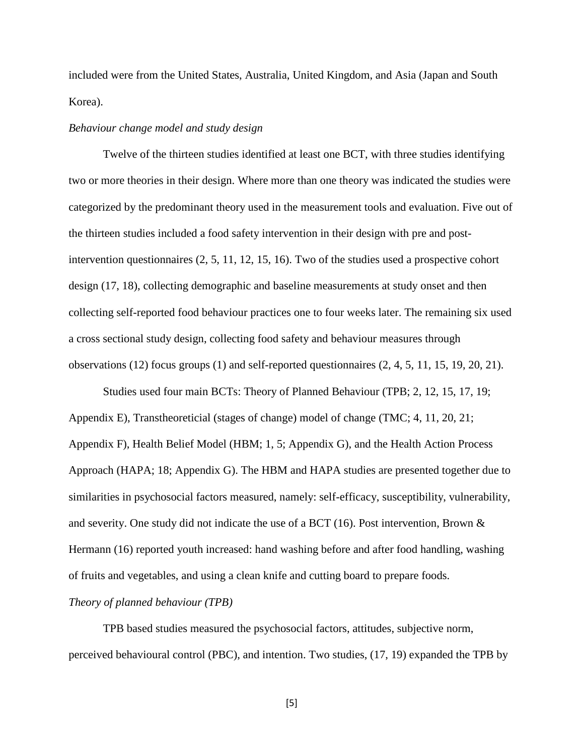included were from the United States, Australia, United Kingdom, and Asia (Japan and South Korea).

*Behaviour change model and study design*

Twelve of the thirteen studies identified at least one BCT, with three studies identifying two or more theories in their design. Where more than one theory was indicated the studies were categorized by the predominant theory used in the measurement tools and evaluation. Five out of the thirteen studies included a food safety intervention in their design with pre and post-intervention questionnaires (2, 5, 11, 12, 15, 16). Two of the studies used a prospective cohort design (17, 18), collecting demographic and baseline measurements at study onset and then collecting self-reported food behaviour practices one to four weeks later. The remaining six used a cross sectional study design, collecting food safety and behaviour measures through observations (12) focus groups (1) and self-reported questionnaires (2, 4, 5, 11, 15, 19, 20, 21).

Studies used four main BCTs: Theory of Planned Behaviour (TPB; 2, 12, 15, 17, 19; Appendix E), Transtheoreticial (stages of change) model of change (TMC; 4, 11, 20, 21; Appendix F), Health Belief Model (HBM; 1, 5; Appendix G), and the Health Action Process Approach (HAPA; 18; Appendix G). The HBM and HAPA studies are presented together due to similarities in psychosocial factors measured, namely: self-efficacy, susceptibility, vulnerability, and severity. One study did not indicate the use of a BCT (16). Post intervention, Brown & Hermann (16) reported youth increased: hand washing before and after food handling, washing of fruits and vegetables, and using a clean knife and cutting board to prepare foods.

*Theory of planned behaviour (TPB)*

TPB based studies measured the psychosocial factors, attitudes, subjective norm, perceived behavioural control (PBC), and intention. Two studies, (17, 19) expanded the TPB by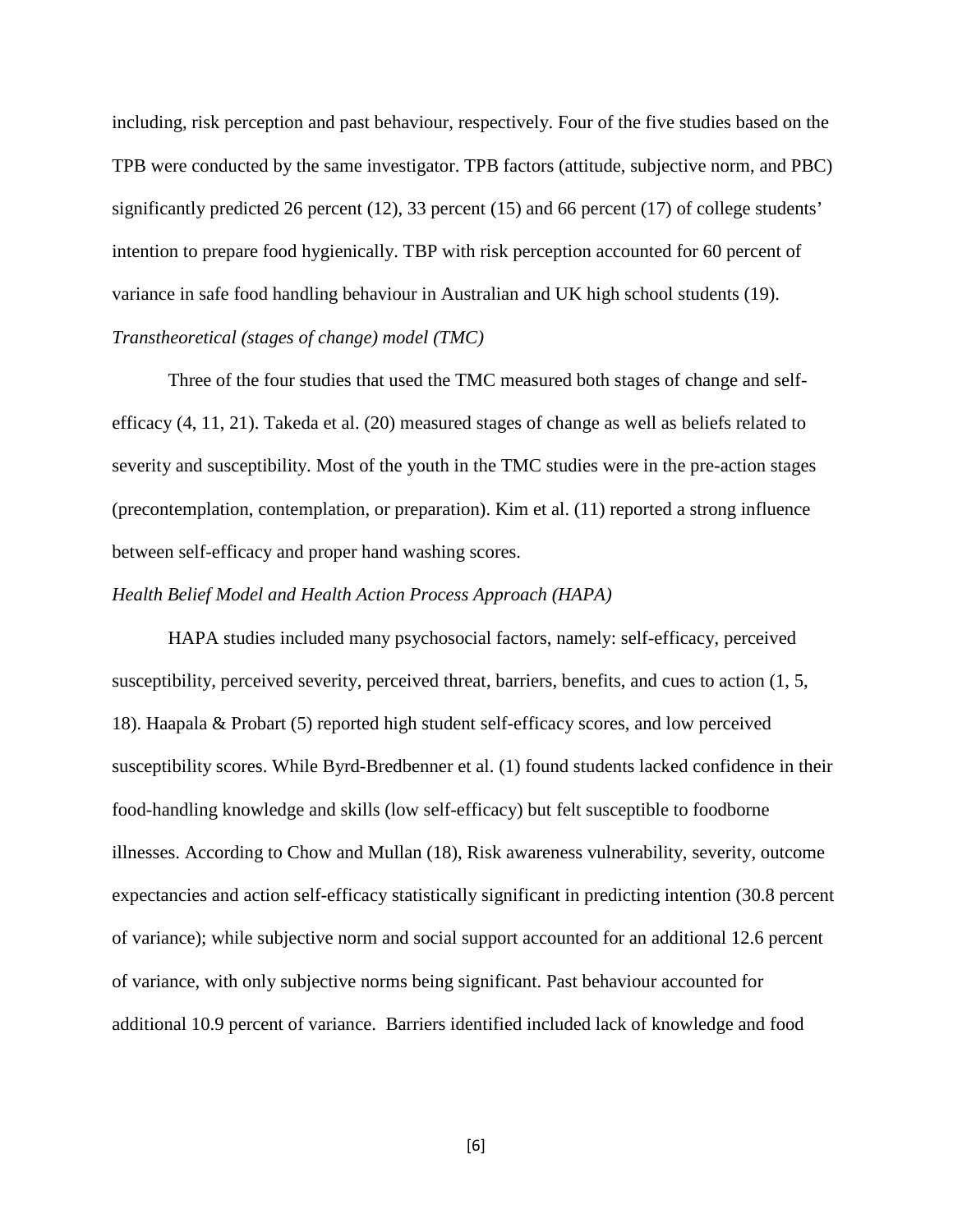including, risk perception and past behaviour, respectively. Four of the five studies based on the TPB were conducted by the same investigator. TPB factors (attitude, subjective norm, and PBC) significantly predicted 26 percent (12), 33 percent (15) and 66 percent (17) of college students' intention to prepare food hygienically. TBP with risk perception accounted for 60 percent of variance in safe food handling behaviour in Australian and UK high school students (19).

*Transtheoretical (stages of change) model (TMC)*

Three of the four studies that used the TMC measured both stages of change and self-efficacy (4, 11, 21). Takeda et al. (20) measured stages of change as well as beliefs related to severity and susceptibility. Most of the youth in the TMC studies were in the pre-action stages (precontemplation, contemplation, or preparation). Kim et al. (11) reported a strong influence between self-efficacy and proper hand washing scores.

*Health Belief Model and Health Action Process Approach (HAPA)*

HAPA studies included many psychosocial factors, namely: self-efficacy, perceived susceptibility, perceived severity, perceived threat, barriers, benefits, and cues to action (1, 5, 18). Haapala & Probart (5) reported high student self-efficacy scores, and low perceived susceptibility scores. While Byrd-Bredbenner et al. (1) found students lacked confidence in their food-handling knowledge and skills (low self-efficacy) but felt susceptible to foodborne illnesses. According to Chow and Mullan (18), Risk awareness vulnerability, severity, outcome expectancies and action self-efficacy statistically significant in predicting intention (30.8 percent of variance); while subjective norm and social support accounted for an additional 12.6 percent of variance, with only subjective norms being significant. Past behaviour accounted for additional 10.9 percent of variance. Barriers identified included lack of knowledge and food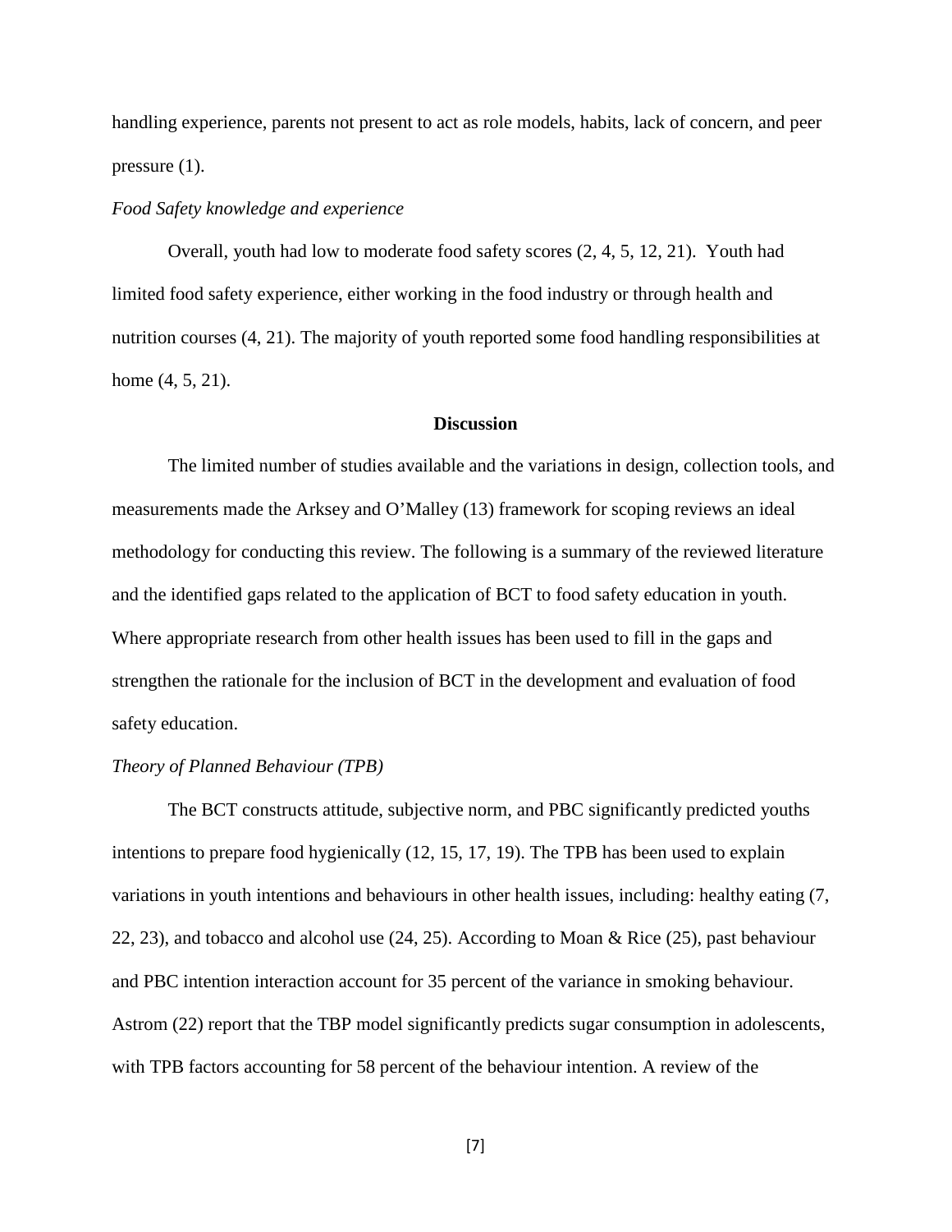handling experience, parents not present to act as role models, habits, lack of concern, and peer pressure (1).

*Food Safety knowledge and experience*

Overall, youth had low to moderate food safety scores (2, 4, 5, 12, 21). Youth had limited food safety experience, either working in the food industry or through health and nutrition courses (4, 21). The majority of youth reported some food handling responsibilities at home (4, 5, 21).

## Discussion

The limited number of studies available and the variations in design, collection tools, and measurements made the Arksey and O'Malley (13) framework for scoping reviews an ideal methodology for conducting this review. The following is a summary of the reviewed literature and the identified gaps related to the application of BCT to food safety education in youth. Where appropriate research from other health issues has been used to fill in the gaps and strengthen the rationale for the inclusion of BCT in the development and evaluation of food safety education.

*Theory of Planned Behaviour (TPB)*

The BCT constructs attitude, subjective norm, and PBC significantly predicted youths intentions to prepare food hygienically (12, 15, 17, 19). The TPB has been used to explain variations in youth intentions and behaviours in other health issues, including: healthy eating (7, 22, 23), and tobacco and alcohol use (24, 25). According to Moan & Rice (25), past behaviour and PBC intention interaction account for 35 percent of the variance in smoking behaviour. Astrom (22) report that the TBP model significantly predicts sugar consumption in adolescents, with TPB factors accounting for 58 percent of the behaviour intention. A review of the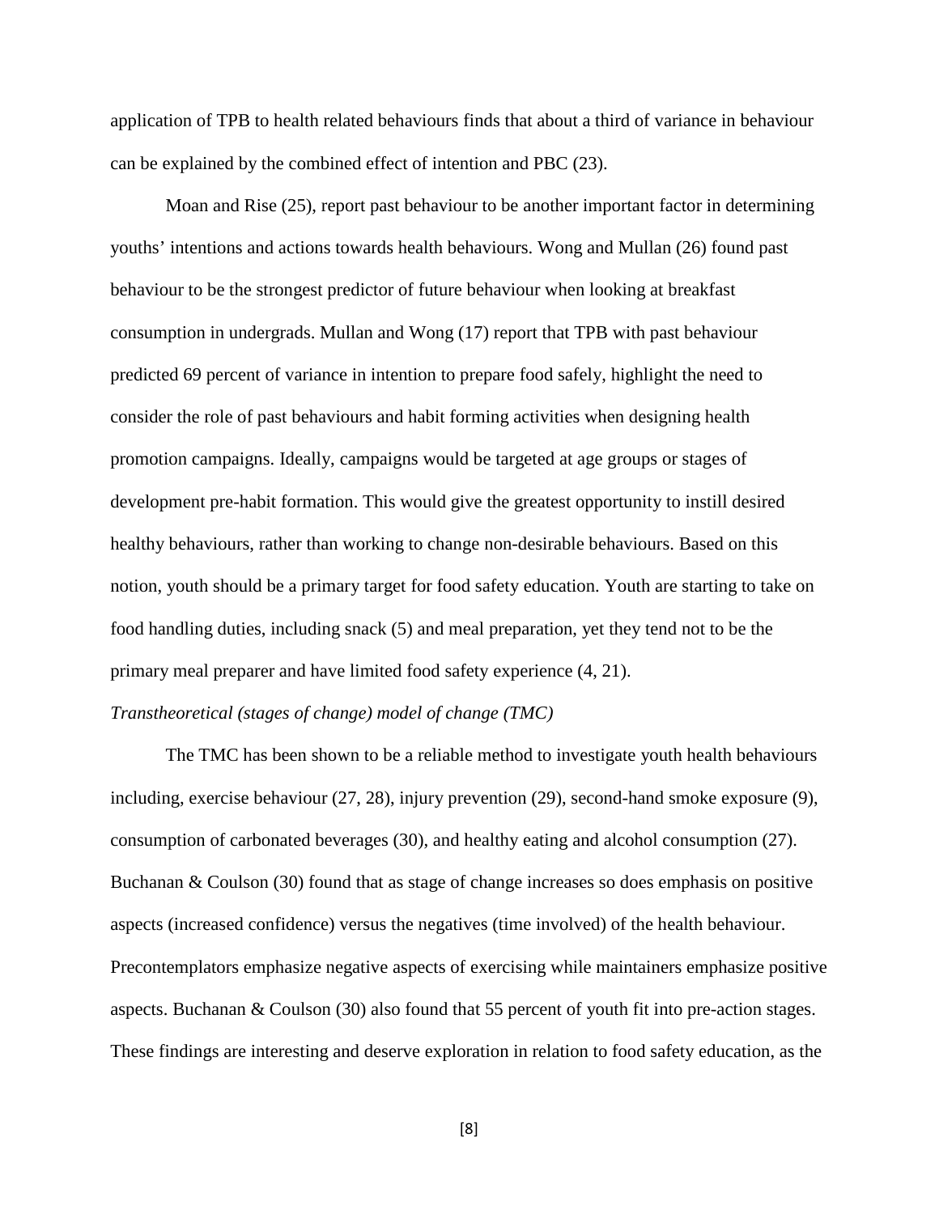application of TPB to health related behaviours finds that about a third of variance in behaviour can be explained by the combined effect of intention and PBC (23).

Moan and Rise (25), report past behaviour to be another important factor in determining youths' intentions and actions towards health behaviours. Wong and Mullan (26) found past behaviour to be the strongest predictor of future behaviour when looking at breakfast consumption in undergrads. Mullan and Wong (17) report that TPB with past behaviour predicted 69 percent of variance in intention to prepare food safely, highlight the need to consider the role of past behaviours and habit forming activities when designing health promotion campaigns. Ideally, campaigns would be targeted at age groups or stages of development pre-habit formation. This would give the greatest opportunity to instill desired healthy behaviours, rather than working to change non-desirable behaviours. Based on this notion, youth should be a primary target for food safety education. Youth are starting to take on food handling duties, including snack (5) and meal preparation, yet they tend not to be the primary meal preparer and have limited food safety experience (4, 21).

*Transtheoretical (stages of change) model of change (TMC)*

The TMC has been shown to be a reliable method to investigate youth health behaviours including, exercise behaviour (27, 28), injury prevention (29), second-hand smoke exposure (9), consumption of carbonated beverages (30), and healthy eating and alcohol consumption (27). Buchanan & Coulson (30) found that as stage of change increases so does emphasis on positive aspects (increased confidence) versus the negatives (time involved) of the health behaviour. Precontemplators emphasize negative aspects of exercising while maintainers emphasize positive aspects. Buchanan & Coulson (30) also found that 55 percent of youth fit into pre-action stages. These findings are interesting and deserve exploration in relation to food safety education, as the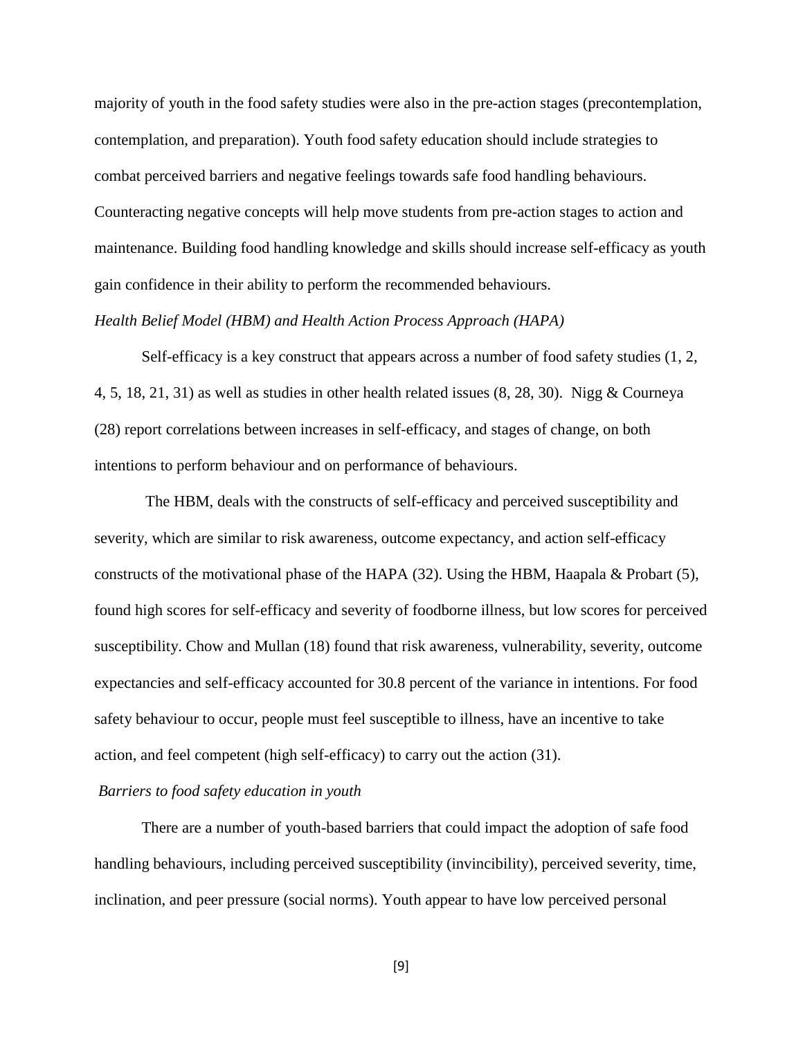majority of youth in the food safety studies were also in the pre-action stages (precontemplation, contemplation, and preparation). Youth food safety education should include strategies to combat perceived barriers and negative feelings towards safe food handling behaviours. Counteracting negative concepts will help move students from pre-action stages to action and maintenance. Building food handling knowledge and skills should increase self-efficacy as youth gain confidence in their ability to perform the recommended behaviours.

*Health Belief Model (HBM) and Health Action Process Approach (HAPA)*

Self-efficacy is a key construct that appears across a number of food safety studies (1, 2, 4, 5, 18, 21, 31) as well as studies in other health related issues (8, 28, 30). Nigg & Courneya (28) report correlations between increases in self-efficacy, and stages of change, on both intentions to perform behaviour and on performance of behaviours.

The HBM, deals with the constructs of self-efficacy and perceived susceptibility and severity, which are similar to risk awareness, outcome expectancy, and action self-efficacy constructs of the motivational phase of the HAPA (32). Using the HBM, Haapala & Probart (5), found high scores for self-efficacy and severity of foodborne illness, but low scores for perceived susceptibility. Chow and Mullan (18) found that risk awareness, vulnerability, severity, outcome expectancies and self-efficacy accounted for 30.8 percent of the variance in intentions. For food safety behaviour to occur, people must feel susceptible to illness, have an incentive to take action, and feel competent (high self-efficacy) to carry out the action (31).

*Barriers to food safety education in youth*

There are a number of youth-based barriers that could impact the adoption of safe food handling behaviours, including perceived susceptibility (invincibility), perceived severity, time, inclination, and peer pressure (social norms). Youth appear to have low perceived personal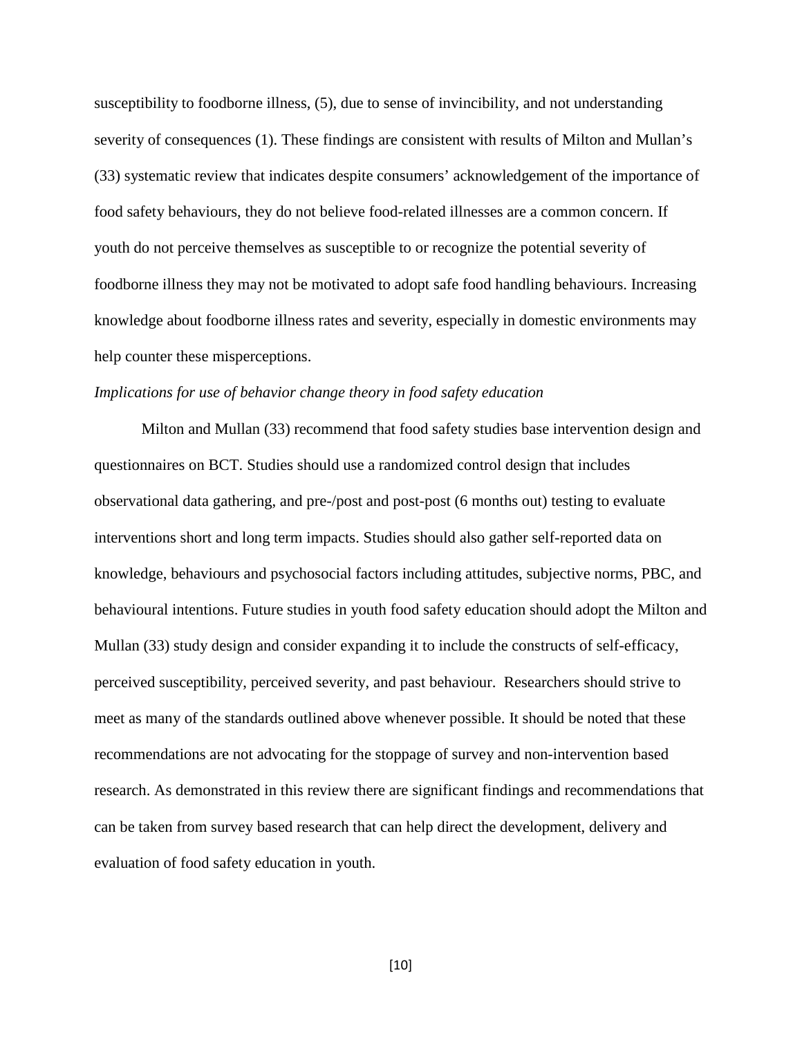susceptibility to foodborne illness, (5), due to sense of invincibility, and not understanding severity of consequences (1). These findings are consistent with results of Milton and Mullan's (33) systematic review that indicates despite consumers' acknowledgement of the importance of food safety behaviours, they do not believe food-related illnesses are a common concern. If youth do not perceive themselves as susceptible to or recognize the potential severity of foodborne illness they may not be motivated to adopt safe food handling behaviours. Increasing knowledge about foodborne illness rates and severity, especially in domestic environments may help counter these misperceptions.

*Implications for use of behavior change theory in food safety education*

Milton and Mullan (33) recommend that food safety studies base intervention design and questionnaires on BCT. Studies should use a randomized control design that includes observational data gathering, and pre-/post and post-post (6 months out) testing to evaluate interventions short and long term impacts. Studies should also gather self-reported data on knowledge, behaviours and psychosocial factors including attitudes, subjective norms, PBC, and behavioural intentions. Future studies in youth food safety education should adopt the Milton and Mullan (33) study design and consider expanding it to include the constructs of self-efficacy, perceived susceptibility, perceived severity, and past behaviour. Researchers should strive to meet as many of the standards outlined above whenever possible. It should be noted that these recommendations are not advocating for the stoppage of survey and non-intervention based research. As demonstrated in this review there are significant findings and recommendations that can be taken from survey based research that can help direct the development, delivery and evaluation of food safety education in youth.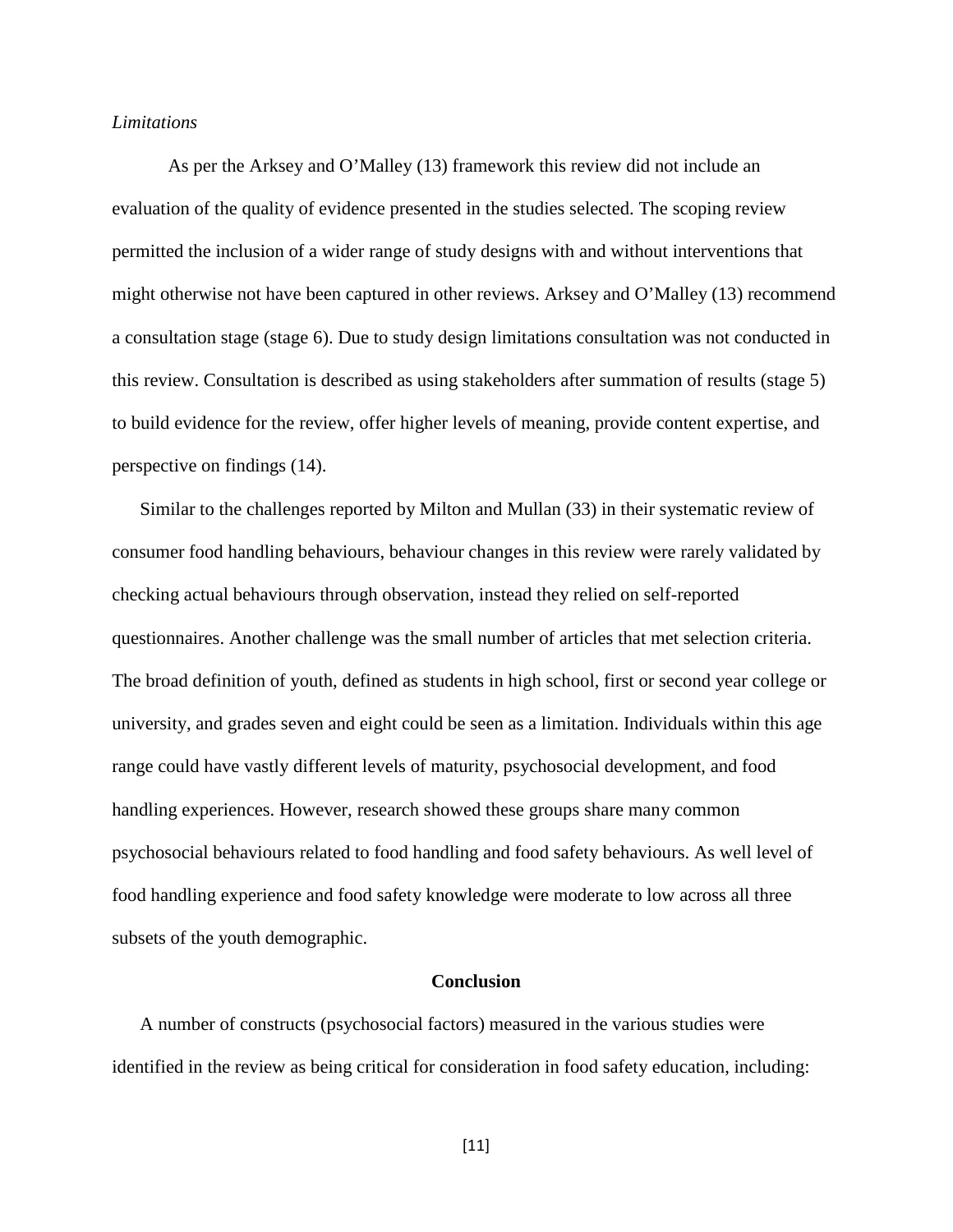*Limitations*

As per the Arksey and O'Malley (13) framework this review did not include an evaluation of the quality of evidence presented in the studies selected. The scoping review permitted the inclusion of a wider range of study designs with and without interventions that might otherwise not have been captured in other reviews. Arksey and O'Malley (13) recommend a consultation stage (stage 6). Due to study design limitations consultation was not conducted in this review. Consultation is described as using stakeholders after summation of results (stage 5) to build evidence for the review, offer higher levels of meaning, provide content expertise, and perspective on findings (14).

Similar to the challenges reported by Milton and Mullan (33) in their systematic review of consumer food handling behaviours, behaviour changes in this review were rarely validated by checking actual behaviours through observation, instead they relied on self-reported questionnaires. Another challenge was the small number of articles that met selection criteria. The broad definition of youth, defined as students in high school, first or second year college or university, and grades seven and eight could be seen as a limitation. Individuals within this age range could have vastly different levels of maturity, psychosocial development, and food handling experiences. However, research showed these groups share many common psychosocial behaviours related to food handling and food safety behaviours. As well level of food handling experience and food safety knowledge were moderate to low across all three subsets of the youth demographic.

## Conclusion

A number of constructs (psychosocial factors) measured in the various studies were identified in the review as being critical for consideration in food safety education, including: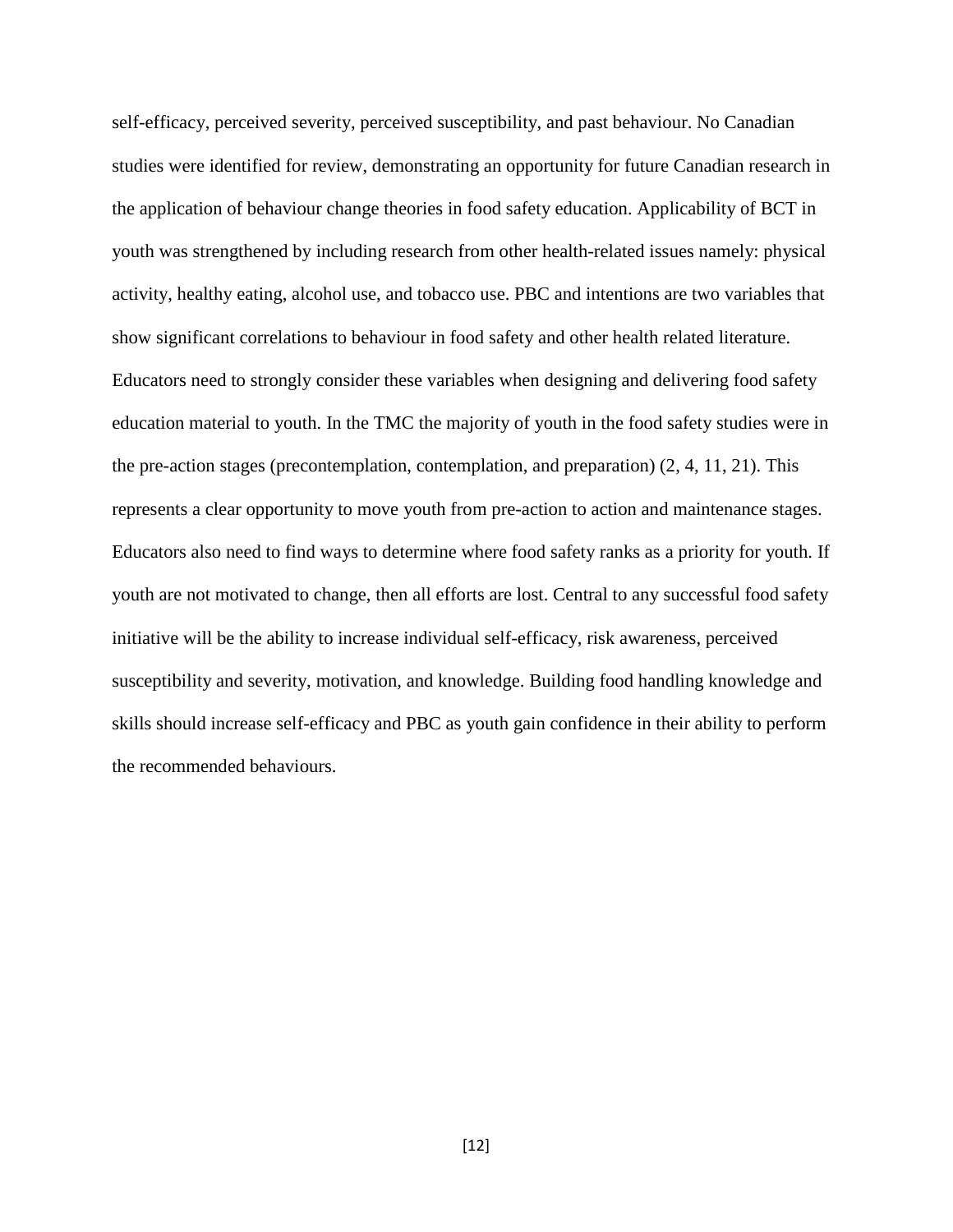self-efficacy, perceived severity, perceived susceptibility, and past behaviour. No Canadian studies were identified for review, demonstrating an opportunity for future Canadian research in the application of behaviour change theories in food safety education. Applicability of BCT in youth was strengthened by including research from other health-related issues namely: physical activity, healthy eating, alcohol use, and tobacco use. PBC and intentions are two variables that show significant correlations to behaviour in food safety and other health related literature. Educators need to strongly consider these variables when designing and delivering food safety education material to youth. In the TMC the majority of youth in the food safety studies were in the pre-action stages (precontemplation, contemplation, and preparation) (2, 4, 11, 21). This represents a clear opportunity to move youth from pre-action to action and maintenance stages. Educators also need to find ways to determine where food safety ranks as a priority for youth. If youth are not motivated to change, then all efforts are lost. Central to any successful food safety initiative will be the ability to increase individual self-efficacy, risk awareness, perceived susceptibility and severity, motivation, and knowledge. Building food handling knowledge and skills should increase self-efficacy and PBC as youth gain confidence in their ability to perform the recommended behaviours.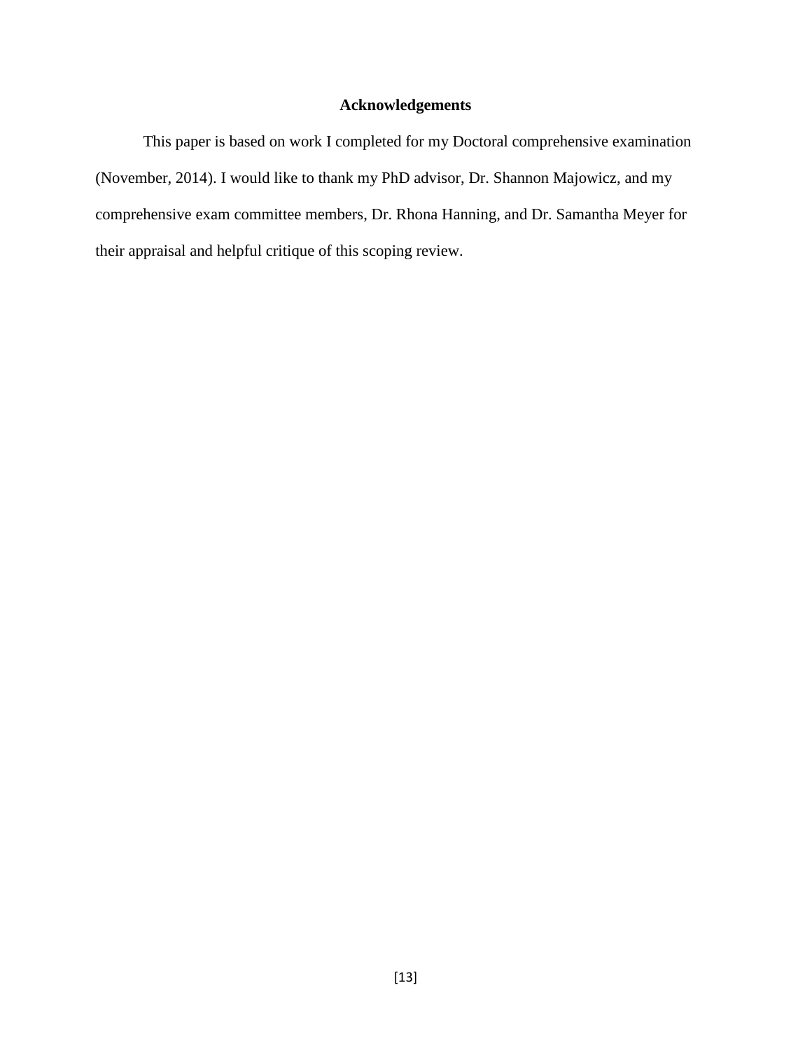## Acknowledgements

This paper is based on work I completed for my Doctoral comprehensive examination (November, 2014). I would like to thank my PhD advisor, Dr. Shannon Majowicz, and my comprehensive exam committee members, Dr. Rhona Hanning, and Dr. Samantha Meyer for their appraisal and helpful critique of this scoping review.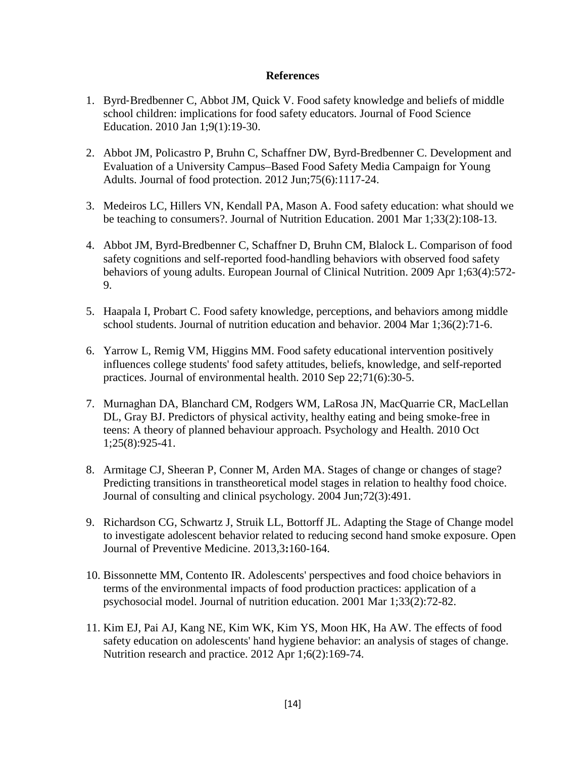## References

1. Byrd-Bredbenner C, Abbot JM, Quick V. Food safety knowledge and beliefs of middle school children: implications for food safety educators. Journal of Food Science Education. 2010 Jan 1;9(1):19-30.

2. Abbot JM, Policastro P, Bruhn C, Schaffner DW, Byrd-Bredbenner C. Development and Evaluation of a University Campus–Based Food Safety Media Campaign for Young Adults. Journal of food protection. 2012 Jun;75(6):1117-24.

3. Medeiros LC, Hillers VN, Kendall PA, Mason A. Food safety education: what should we be teaching to consumers?. Journal of Nutrition Education. 2001 Mar 1;33(2):108-13.

4. Abbot JM, Byrd-Bredbenner C, Schaffner D, Bruhn CM, Blalock L. Comparison of food safety cognitions and self-reported food-handling behaviors with observed food safety behaviors of young adults. European Journal of Clinical Nutrition. 2009 Apr 1;63(4):572-9.

5. Haapala I, Probart C. Food safety knowledge, perceptions, and behaviors among middle school students. Journal of nutrition education and behavior. 2004 Mar 1;36(2):71-6.

6. Yarrow L, Remig VM, Higgins MM. Food safety educational intervention positively influences college students' food safety attitudes, beliefs, knowledge, and self-reported practices. Journal of environmental health. 2010 Sep 22;71(6):30-5.

7. Murnaghan DA, Blanchard CM, Rodgers WM, LaRosa JN, MacQuarrie CR, MacLellan DL, Gray BJ. Predictors of physical activity, healthy eating and being smoke-free in teens: A theory of planned behaviour approach. Psychology and Health. 2010 Oct 1;25(8):925-41.

8. Armitage CJ, Sheeran P, Conner M, Arden MA. Stages of change or changes of stage? Predicting transitions in transtheoretical model stages in relation to healthy food choice. Journal of consulting and clinical psychology. 2004 Jun;72(3):491.

9. Richardson CG, Schwartz J, Struik LL, Bottorff JL. Adapting the Stage of Change model to investigate adolescent behavior related to reducing second hand smoke exposure. Open Journal of Preventive Medicine. 2013,3**:**160-164.

10. Bissonnette MM, Contento IR. Adolescents' perspectives and food choice behaviors in terms of the environmental impacts of food production practices: application of a psychosocial model. Journal of nutrition education. 2001 Mar 1;33(2):72-82.

11. Kim EJ, Pai AJ, Kang NE, Kim WK, Kim YS, Moon HK, Ha AW. The effects of food safety education on adolescents' hand hygiene behavior: an analysis of stages of change. Nutrition research and practice. 2012 Apr 1;6(2):169-74.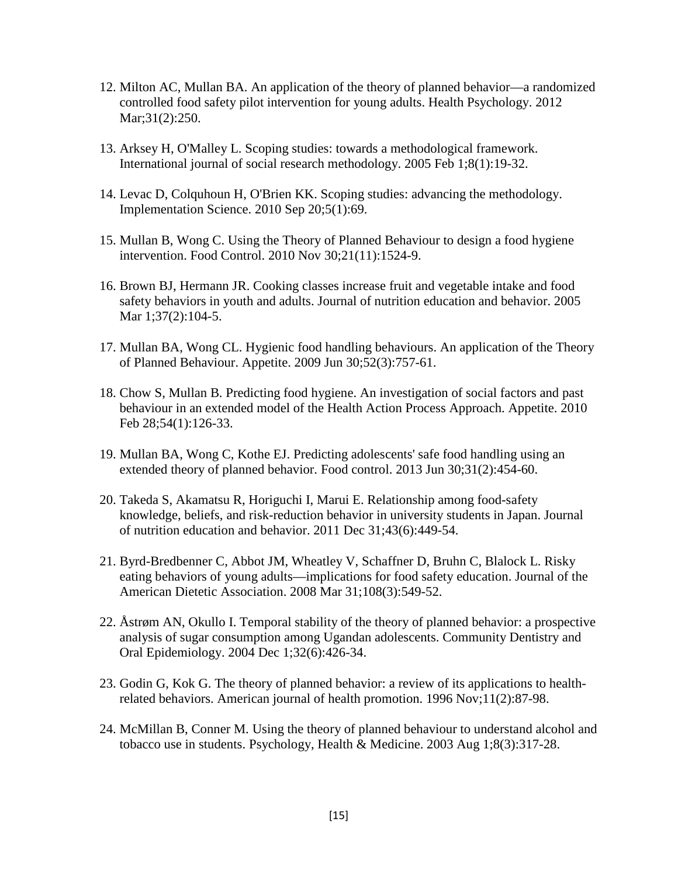12. Milton AC, Mullan BA. An application of the theory of planned behavior—a randomized controlled food safety pilot intervention for young adults. Health Psychology. 2012 Mar;31(2):250.

13. Arksey H, O'Malley L. Scoping studies: towards a methodological framework. International journal of social research methodology. 2005 Feb 1;8(1):19-32.

14. Levac D, Colquhoun H, O'Brien KK. Scoping studies: advancing the methodology. Implementation Science. 2010 Sep 20;5(1):69.

15. Mullan B, Wong C. Using the Theory of Planned Behaviour to design a food hygiene intervention. Food Control. 2010 Nov 30;21(11):1524-9.

16. Brown BJ, Hermann JR. Cooking classes increase fruit and vegetable intake and food safety behaviors in youth and adults. Journal of nutrition education and behavior. 2005 Mar 1;37(2):104-5.

17. Mullan BA, Wong CL. Hygienic food handling behaviours. An application of the Theory of Planned Behaviour. Appetite. 2009 Jun 30;52(3):757-61.

18. Chow S, Mullan B. Predicting food hygiene. An investigation of social factors and past behaviour in an extended model of the Health Action Process Approach. Appetite. 2010 Feb 28;54(1):126-33.

19. Mullan BA, Wong C, Kothe EJ. Predicting adolescents' safe food handling using an extended theory of planned behavior. Food control. 2013 Jun 30;31(2):454-60.

20. Takeda S, Akamatsu R, Horiguchi I, Marui E. Relationship among food-safety knowledge, beliefs, and risk-reduction behavior in university students in Japan. Journal of nutrition education and behavior. 2011 Dec 31;43(6):449-54.

21. Byrd-Bredbenner C, Abbot JM, Wheatley V, Schaffner D, Bruhn C, Blalock L. Risky eating behaviors of young adults—implications for food safety education. Journal of the American Dietetic Association. 2008 Mar 31;108(3):549-52.

22. Åstrøm AN, Okullo I. Temporal stability of the theory of planned behavior: a prospective analysis of sugar consumption among Ugandan adolescents. Community Dentistry and Oral Epidemiology. 2004 Dec 1;32(6):426-34.

23. Godin G, Kok G. The theory of planned behavior: a review of its applications to health-related behaviors. American journal of health promotion. 1996 Nov;11(2):87-98.

24. McMillan B, Conner M. Using the theory of planned behaviour to understand alcohol and tobacco use in students. Psychology, Health & Medicine. 2003 Aug 1;8(3):317-28.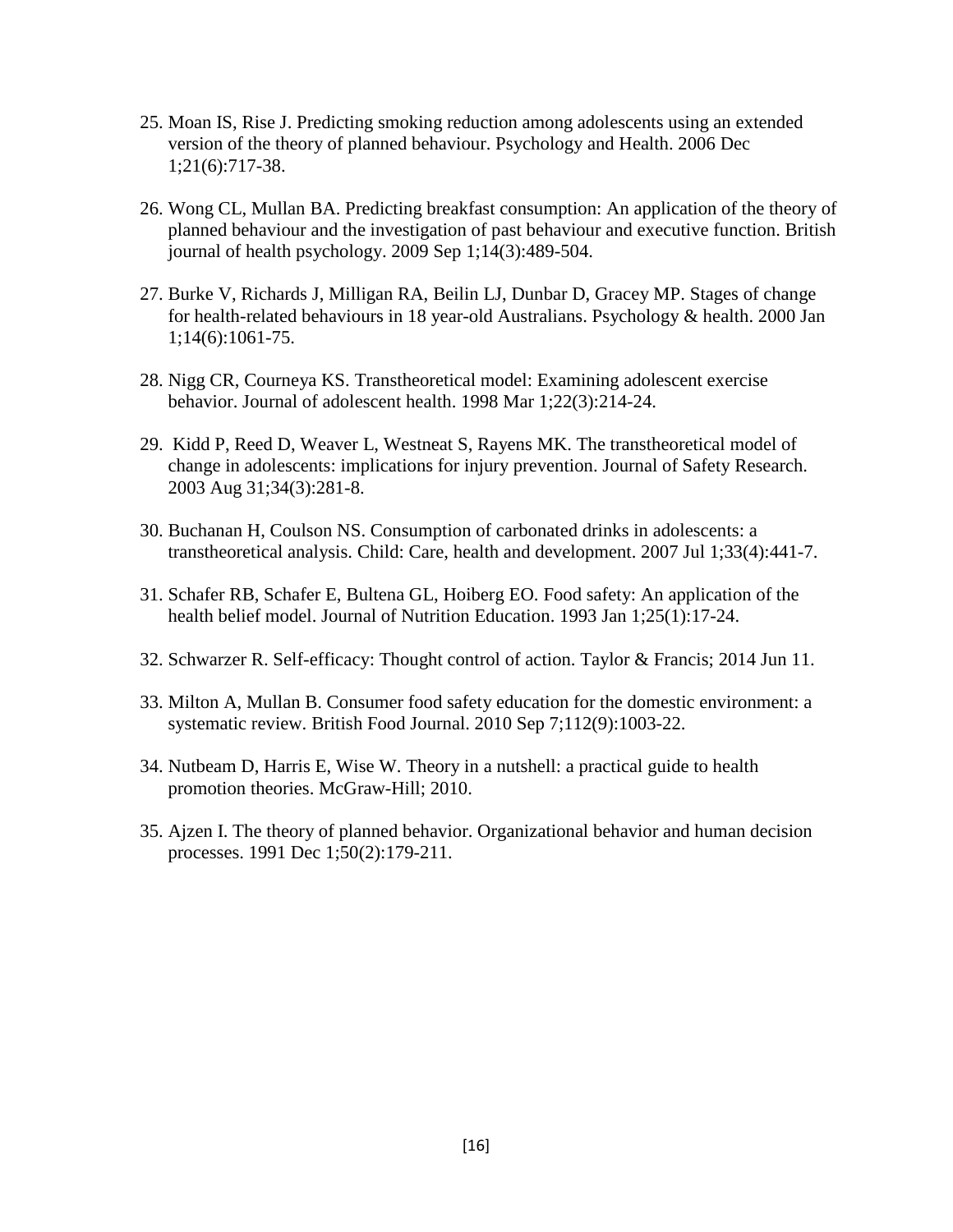25. Moan IS, Rise J. Predicting smoking reduction among adolescents using an extended version of the theory of planned behaviour. Psychology and Health. 2006 Dec 1;21(6):717-38.

26. Wong CL, Mullan BA. Predicting breakfast consumption: An application of the theory of planned behaviour and the investigation of past behaviour and executive function. British journal of health psychology. 2009 Sep 1;14(3):489-504.

27. Burke V, Richards J, Milligan RA, Beilin LJ, Dunbar D, Gracey MP. Stages of change for health-related behaviours in 18 year-old Australians. Psychology & health. 2000 Jan 1;14(6):1061-75.

28. Nigg CR, Courneya KS. Transtheoretical model: Examining adolescent exercise behavior. Journal of adolescent health. 1998 Mar 1;22(3):214-24.

29. Kidd P, Reed D, Weaver L, Westneat S, Rayens MK. The transtheoretical model of change in adolescents: implications for injury prevention. Journal of Safety Research. 2003 Aug 31;34(3):281-8.

30. Buchanan H, Coulson NS. Consumption of carbonated drinks in adolescents: a transtheoretical analysis. Child: Care, health and development. 2007 Jul 1;33(4):441-7.

31. Schafer RB, Schafer E, Bultena GL, Hoiberg EO. Food safety: An application of the health belief model. Journal of Nutrition Education. 1993 Jan 1;25(1):17-24.

32. Schwarzer R. Self-efficacy: Thought control of action. Taylor & Francis; 2014 Jun 11.

33. Milton A, Mullan B. Consumer food safety education for the domestic environment: a systematic review. British Food Journal. 2010 Sep 7;112(9):1003-22.

34. Nutbeam D, Harris E, Wise W. Theory in a nutshell: a practical guide to health promotion theories. McGraw-Hill; 2010.

35. Ajzen I. The theory of planned behavior. Organizational behavior and human decision processes. 1991 Dec 1;50(2):179-211.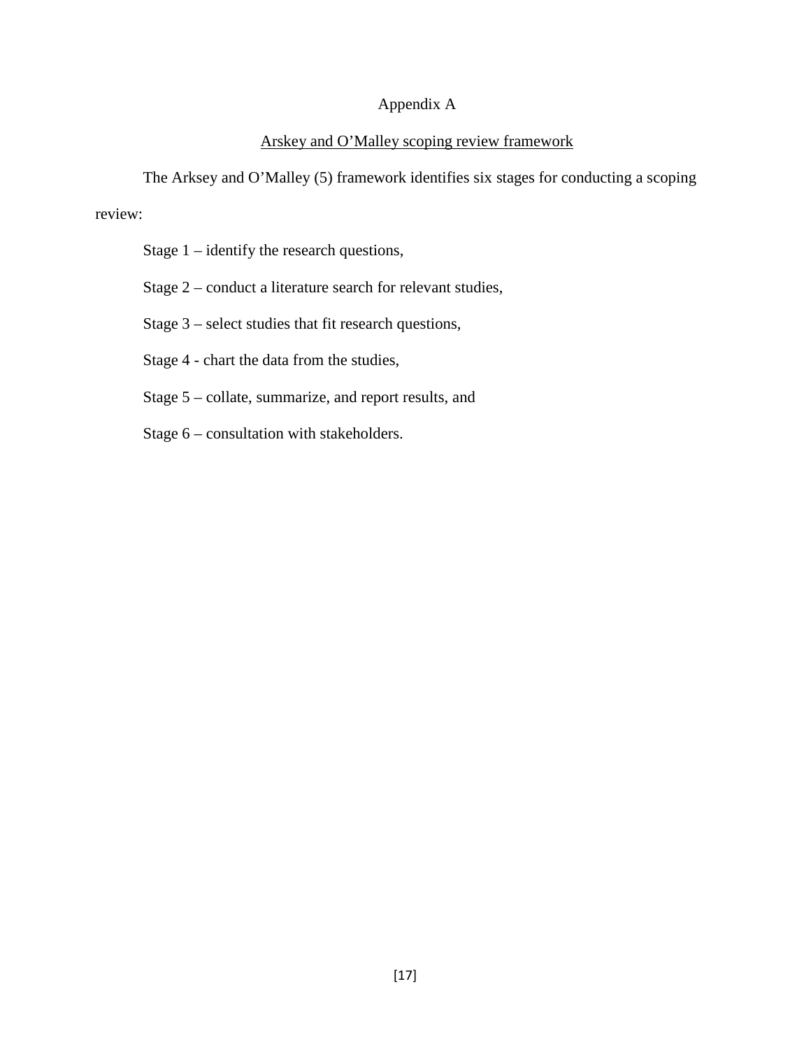# Appendix A

## Arskey and O'Malley scoping review framework

The Arksey and O'Malley (5) framework identifies six stages for conducting a scoping review:

Stage 1 – identify the research questions,

Stage 2 – conduct a literature search for relevant studies,

Stage 3 – select studies that fit research questions,

Stage 4 - chart the data from the studies,

Stage 5 – collate, summarize, and report results, and

Stage 6 – consultation with stakeholders.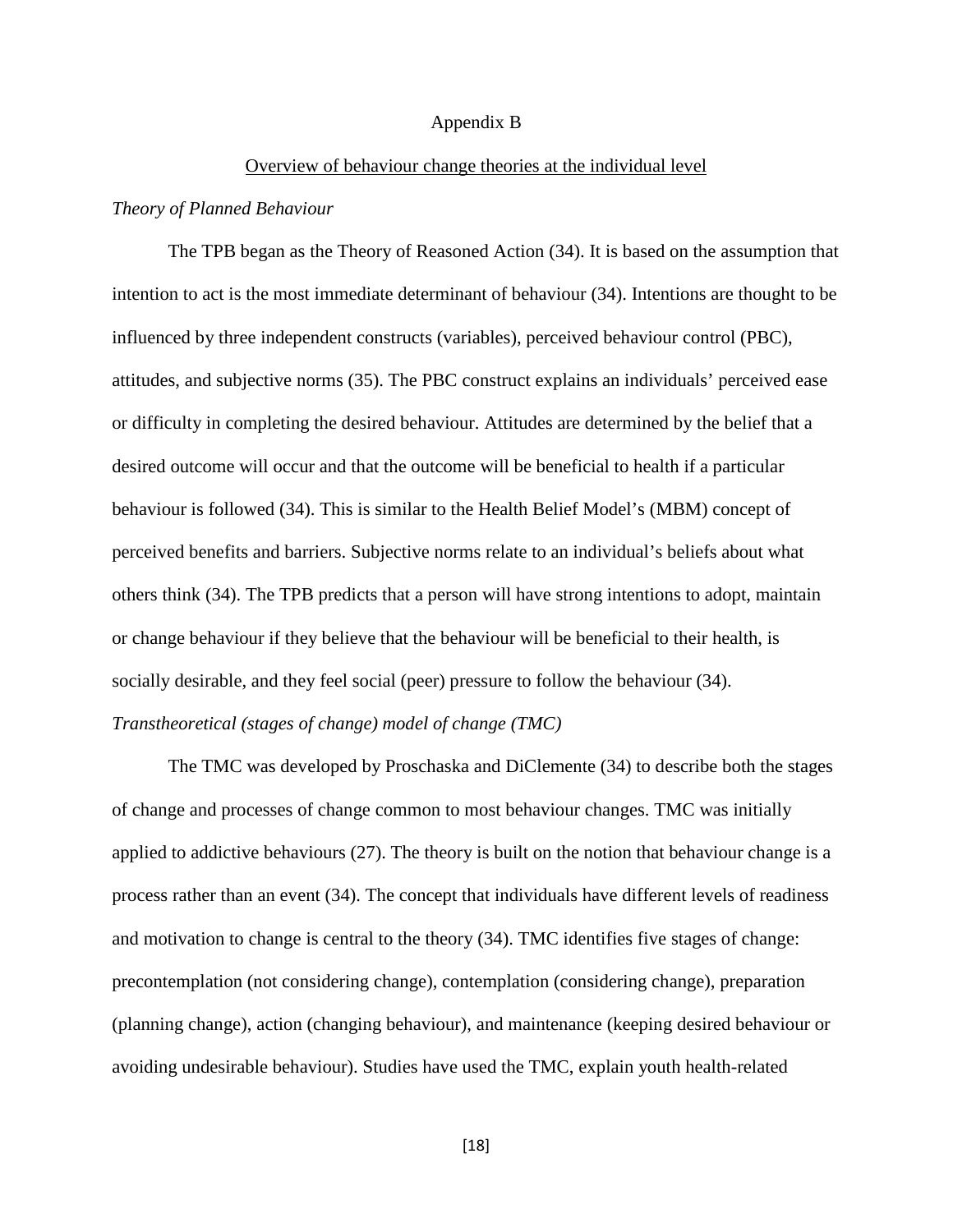# Appendix B

## Overview of behaviour change theories at the individual level

### *Theory of Planned Behaviour*

The TPB began as the Theory of Reasoned Action (34). It is based on the assumption that intention to act is the most immediate determinant of behaviour (34). Intentions are thought to be influenced by three independent constructs (variables), perceived behaviour control (PBC), attitudes, and subjective norms (35). The PBC construct explains an individuals' perceived ease or difficulty in completing the desired behaviour. Attitudes are determined by the belief that a desired outcome will occur and that the outcome will be beneficial to health if a particular behaviour is followed (34). This is similar to the Health Belief Model's (MBM) concept of perceived benefits and barriers. Subjective norms relate to an individual's beliefs about what others think (34). The TPB predicts that a person will have strong intentions to adopt, maintain or change behaviour if they believe that the behaviour will be beneficial to their health, is socially desirable, and they feel social (peer) pressure to follow the behaviour (34).

### *Transtheoretical (stages of change) model of change (TMC)*

The TMC was developed by Proschaska and DiClemente (34) to describe both the stages of change and processes of change common to most behaviour changes. TMC was initially applied to addictive behaviours (27). The theory is built on the notion that behaviour change is a process rather than an event (34). The concept that individuals have different levels of readiness and motivation to change is central to the theory (34). TMC identifies five stages of change: precontemplation (not considering change), contemplation (considering change), preparation (planning change), action (changing behaviour), and maintenance (keeping desired behaviour or avoiding undesirable behaviour). Studies have used the TMC, explain youth health-related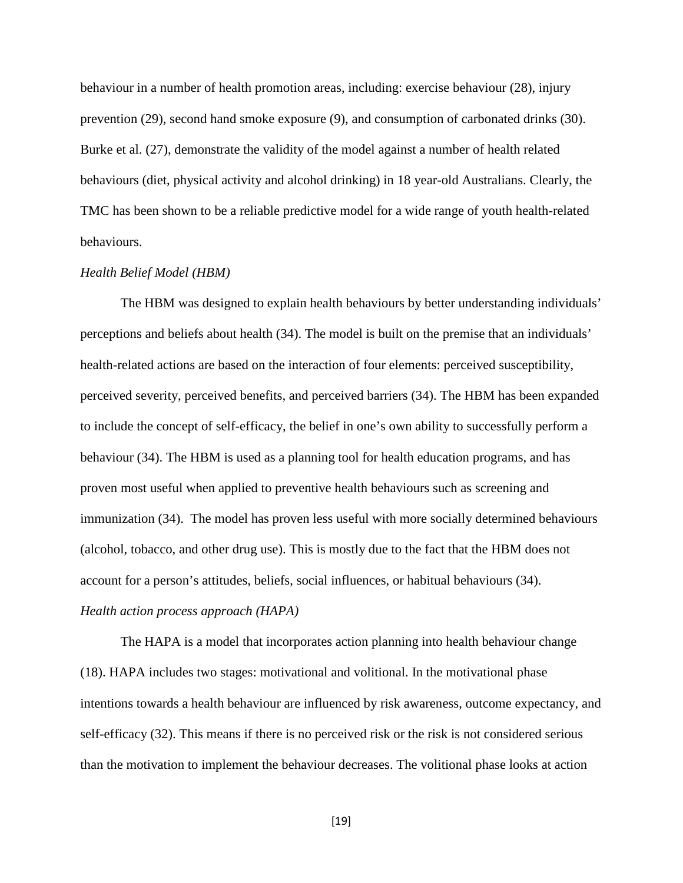behaviour in a number of health promotion areas, including: exercise behaviour (28), injury prevention (29), second hand smoke exposure (9), and consumption of carbonated drinks (30). Burke et al. (27), demonstrate the validity of the model against a number of health related behaviours (diet, physical activity and alcohol drinking) in 18 year-old Australians. Clearly, the TMC has been shown to be a reliable predictive model for a wide range of youth health-related behaviours.

*Health Belief Model (HBM)*

The HBM was designed to explain health behaviours by better understanding individuals' perceptions and beliefs about health (34). The model is built on the premise that an individuals' health-related actions are based on the interaction of four elements: perceived susceptibility, perceived severity, perceived benefits, and perceived barriers (34). The HBM has been expanded to include the concept of self-efficacy, the belief in one's own ability to successfully perform a behaviour (34). The HBM is used as a planning tool for health education programs, and has proven most useful when applied to preventive health behaviours such as screening and immunization (34). The model has proven less useful with more socially determined behaviours (alcohol, tobacco, and other drug use). This is mostly due to the fact that the HBM does not account for a person's attitudes, beliefs, social influences, or habitual behaviours (34).

*Health action process approach (HAPA)*

The HAPA is a model that incorporates action planning into health behaviour change (18). HAPA includes two stages: motivational and volitional. In the motivational phase intentions towards a health behaviour are influenced by risk awareness, outcome expectancy, and self-efficacy (32). This means if there is no perceived risk or the risk is not considered serious than the motivation to implement the behaviour decreases. The volitional phase looks at action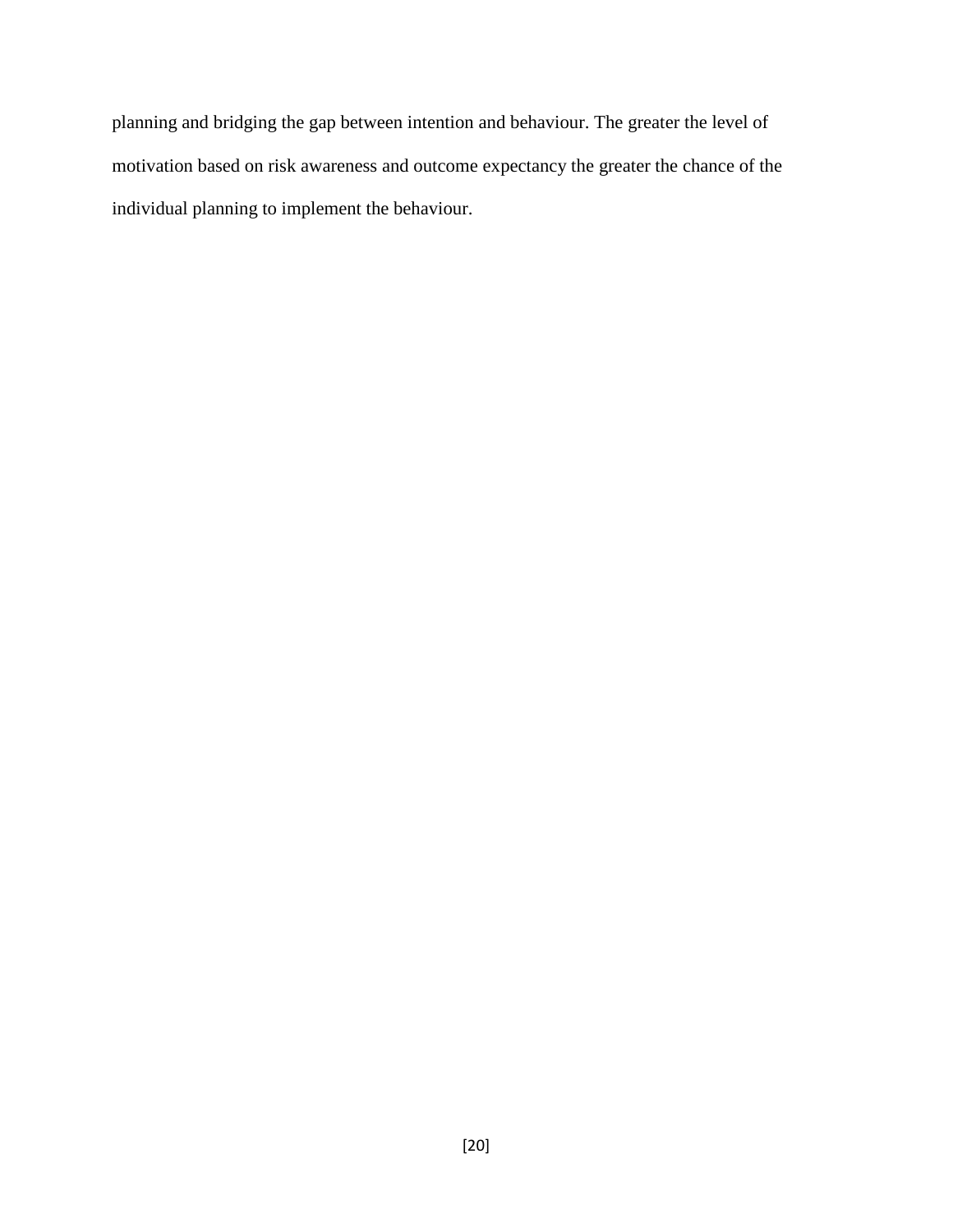planning and bridging the gap between intention and behaviour. The greater the level of motivation based on risk awareness and outcome expectancy the greater the chance of the individual planning to implement the behaviour.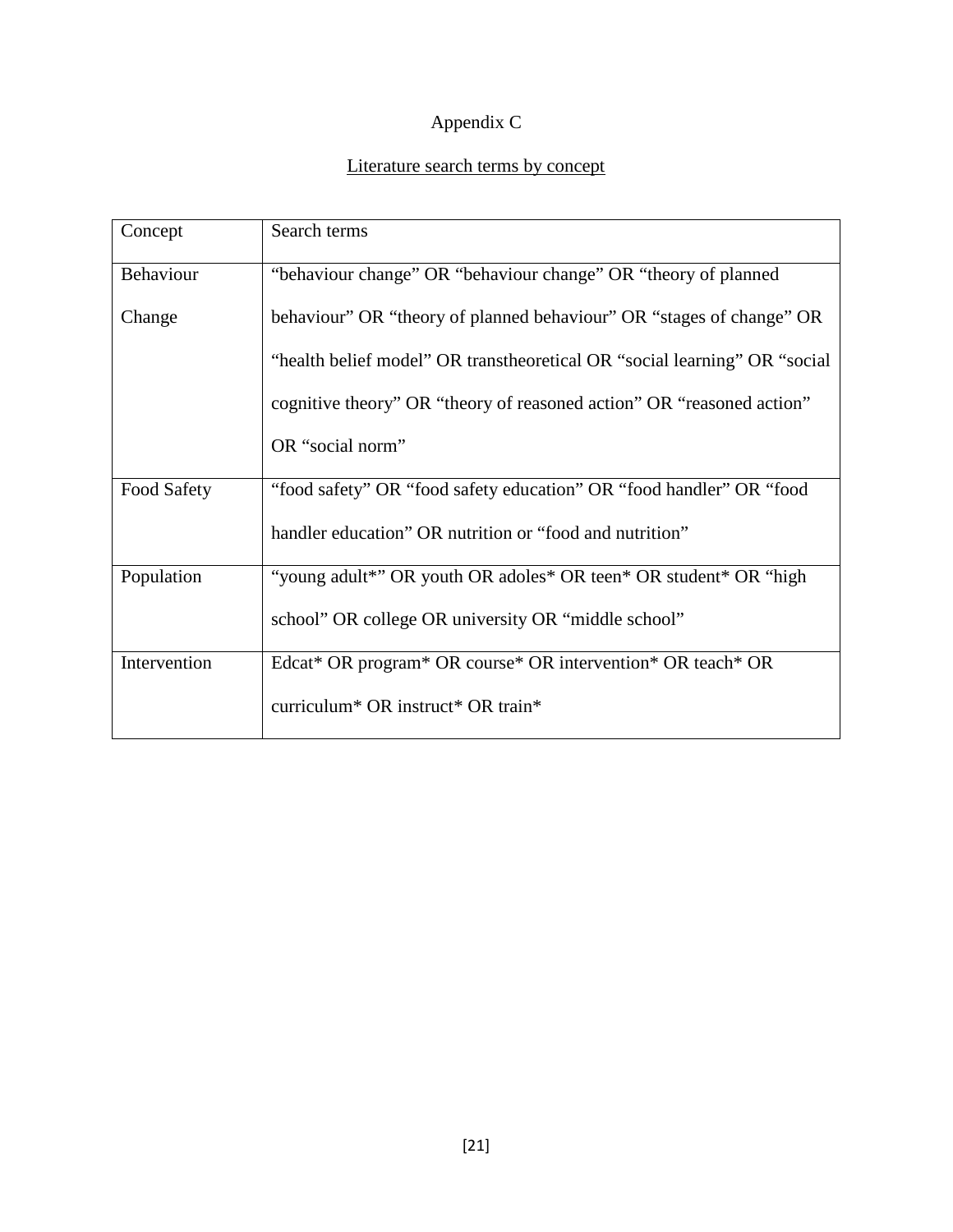Appendix C

Literature search terms by concept

| Concept | Search terms |
| --- | --- |
| Behaviour Change | "behaviour change" OR "behaviour change" OR "theory of planned behaviour" OR "theory of planned behaviour" OR "stages of change" OR "health belief model" OR transtheoretical OR "social learning" OR "social cognitive theory" OR "theory of reasoned action" OR "reasoned action" OR "social norm" |
| Food Safety | "food safety" OR "food safety education" OR "food handler" OR "food handler education" OR nutrition or "food and nutrition" |
| Population | "young adult*" OR youth OR adoles* OR teen* OR student* OR "high school" OR college OR university OR "middle school" |
| Intervention | Edcat* OR program* OR course* OR intervention* OR teach* OR curriculum* OR instruct* OR train* |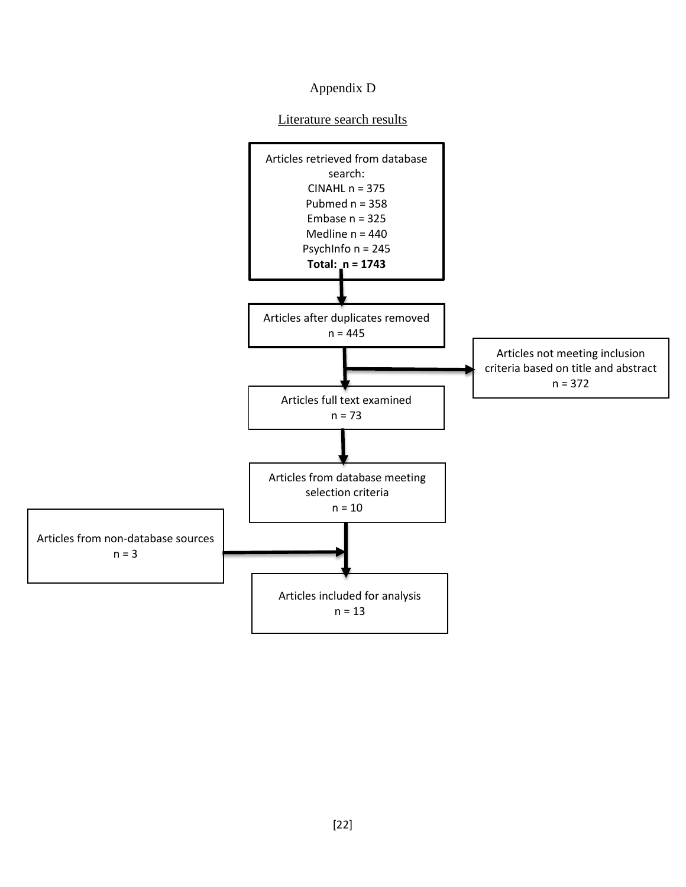# Appendix D

## Literature search results

Articles retrieved from database search:
CINAHL n = 375
Pubmed n = 358
Embase n = 325
Medline n = 440
PsychInfo n = 245
**Total: n = 1743**

↓

Articles after duplicates removed
n = 445

→ Articles not meeting inclusion criteria based on title and abstract
n = 372

↓

Articles full text examined
n = 73

↓

Articles from database meeting selection criteria
n = 10

Articles from non-database sources
n = 3 →

↓

Articles included for analysis
n = 13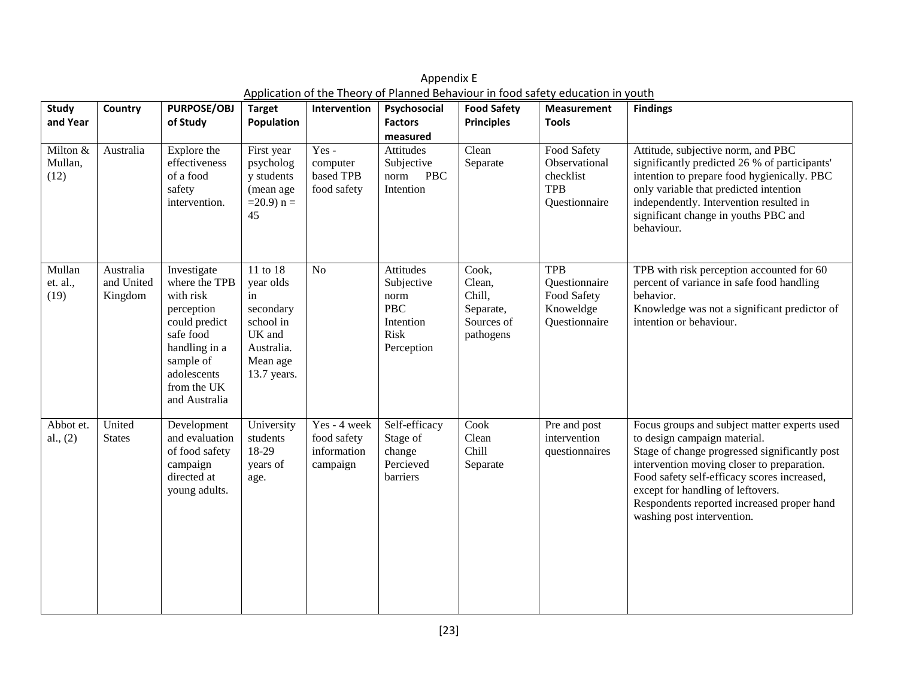Appendix E

Application of the Theory of Planned Behaviour in food safety education in youth

| Study and Year | Country | PURPOSE/OBJ of Study | Target Population | Intervention | Psychosocial Factors measured | Food Safety Principles | Measurement Tools | Findings |
|---|---|---|---|---|---|---|---|---|
| Milton & Mullan, (12) | Australia | Explore the effectiveness of a food safety intervention. | First year psychology students (mean age =20.9) n = 45 | Yes - computer based TPB food safety | Attitudes Subjective norm PBC Intention | Clean Separate | Food Safety Observational checklist TPB Questionnaire | Attitude, subjective norm, and PBC significantly predicted 26 % of participants' intention to prepare food hygienically. PBC only variable that predicted intention independently. Intervention resulted in significant change in youths PBC and behaviour. |
| Mullan et. al., (19) | Australia and United Kingdom | Investigate where the TPB with risk perception could predict safe food handling in a sample of adolescents from the UK and Australia | 11 to 18 year olds in secondary school in UK and Australia. Mean age 13.7 years. | No | Attitudes Subjective norm PBC Intention Risk Perception | Cook, Clean, Chill, Separate, Sources of pathogens | TPB Questionnaire Food Safety Knoweldge Questionnaire | TPB with risk perception accounted for 60 percent of variance in safe food handling behavior. Knowledge was not a significant predictor of intention or behaviour. |
| Abbot et. al., (2) | United States | Development and evaluation of food safety campaign directed at young adults. | University students 18-29 years of age. | Yes - 4 week food safety information campaign | Self-efficacy Stage of change Percieved barriers | Cook Clean Chill Separate | Pre and post intervention questionnaires | Focus groups and subject matter experts used to design campaign material. Stage of change progressed significantly post intervention moving closer to preparation. Food safety self-efficacy scores increased, except for handling of leftovers. Respondents reported increased proper hand washing post intervention. |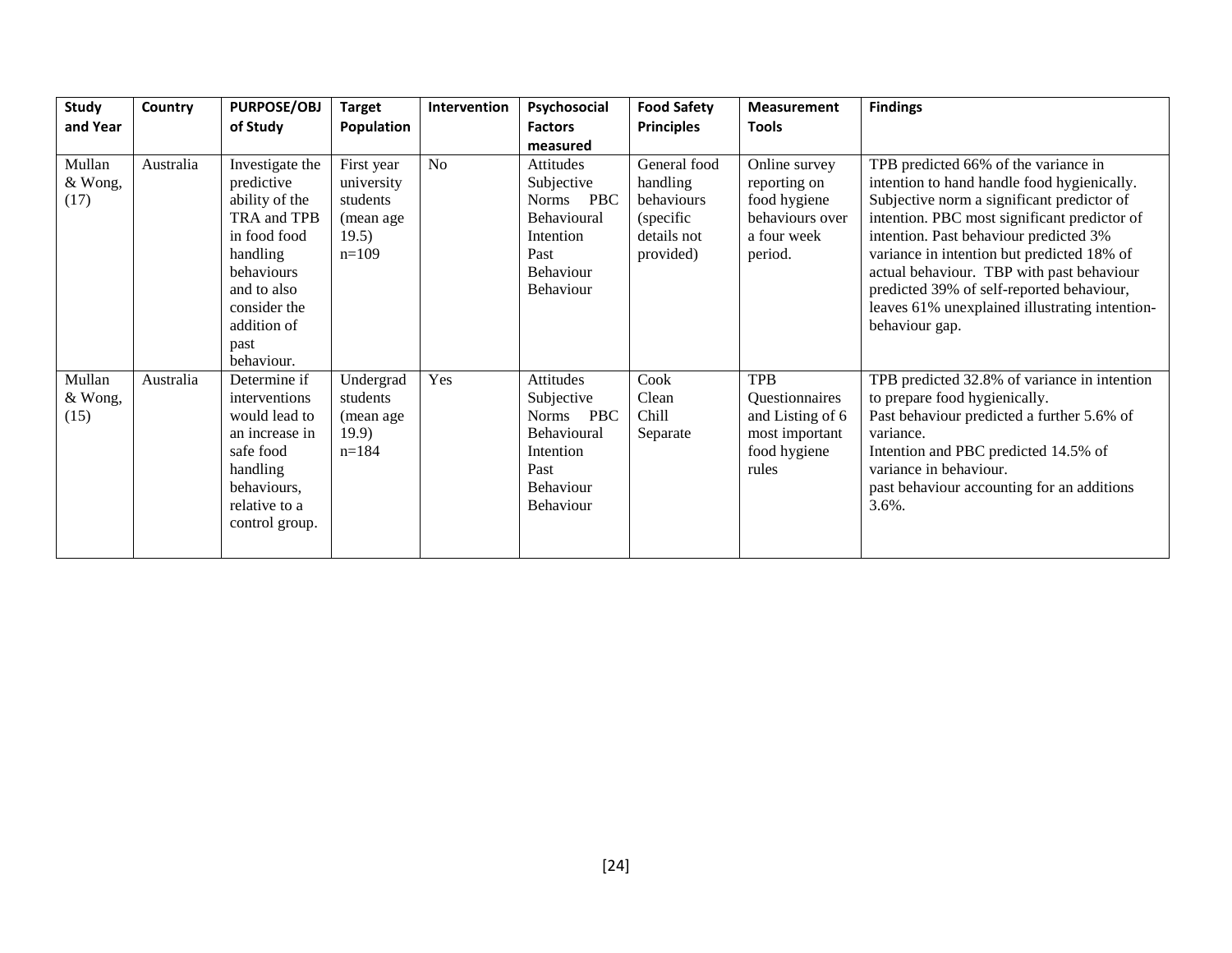| Study and Year | Country | PURPOSE/OBJ of Study | Target Population | Intervention | Psychosocial Factors measured | Food Safety Principles | Measurement Tools | Findings |
|---|---|---|---|---|---|---|---|---|
| Mullan & Wong, (17) | Australia | Investigate the predictive ability of the TRA and TPB in food food handling behaviours and to also consider the addition of past behaviour. | First year university students (mean age 19.5) n=109 | No | Attitudes Subjective Norms PBC Behavioural Intention Past Behaviour Behaviour | General food handling behaviours (specific details not provided) | Online survey reporting on food hygiene behaviours over a four week period. | TPB predicted 66% of the variance in intention to hand handle food hygienically. Subjective norm a significant predictor of intention. PBC most significant predictor of intention. Past behaviour predicted 3% variance in intention but predicted 18% of actual behaviour. TBP with past behaviour predicted 39% of self-reported behaviour, leaves 61% unexplained illustrating intention-behaviour gap. |
| Mullan & Wong, (15) | Australia | Determine if interventions would lead to an increase in safe food handling behaviours, relative to a control group. | Undergrad students (mean age 19.9) n=184 | Yes | Attitudes Subjective Norms PBC Behavioural Intention Past Behaviour Behaviour | Cook Clean Chill Separate | TPB Questionnaires and Listing of 6 most important food hygiene rules | TPB predicted 32.8% of variance in intention to prepare food hygienically. Past behaviour predicted a further 5.6% of variance. Intention and PBC predicted 14.5% of variance in behaviour. past behaviour accounting for an additions 3.6%. |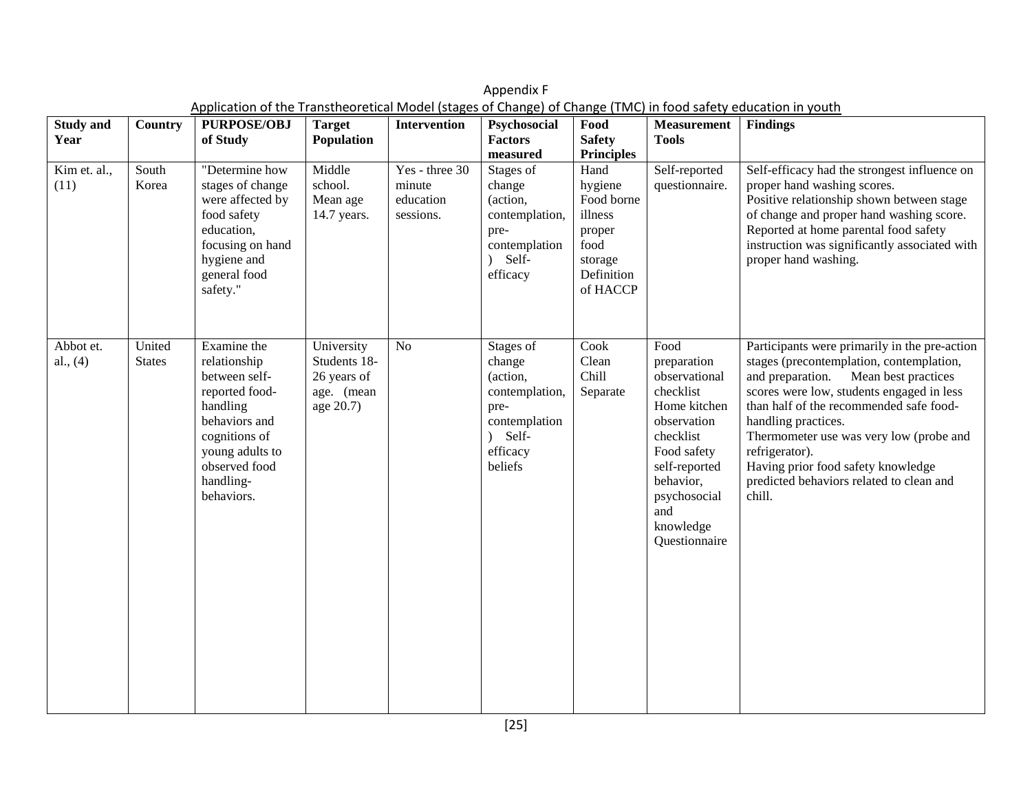Appendix F

Application of the Transtheoretical Model (stages of Change) of Change (TMC) in food safety education in youth

| Study and Year | Country | PURPOSE/OBJ of Study | Target Population | Intervention | Psychosocial Factors measured | Food Safety Principles | Measurement Tools | Findings |
|---|---|---|---|---|---|---|---|---|
| Kim et. al., (11) | South Korea | "Determine how stages of change were affected by food safety education, focusing on hand hygiene and general food safety." | Middle school. Mean age 14.7 years. | Yes - three 30 minute education sessions. | Stages of change (action, contemplation, pre-contemplation) Self-efficacy | Hand hygiene Food borne illness proper food storage Definition of HACCP | Self-reported questionnaire. | Self-efficacy had the strongest influence on proper hand washing scores. Positive relationship shown between stage of change and proper hand washing score. Reported at home parental food safety instruction was significantly associated with proper hand washing. |
| Abbot et. al., (4) | United States | Examine the relationship between self-reported food-handling behaviors and cognitions of young adults to observed food handling-behaviors. | University Students 18-26 years of age. (mean age 20.7) | No | Stages of change (action, contemplation, pre-contemplation) Self-efficacy beliefs | Cook Clean Chill Separate | Food preparation observational checklist Home kitchen observation checklist Food safety self-reported behavior, psychosocial and knowledge Questionnaire | Participants were primarily in the pre-action stages (precontemplation, contemplation, and preparation. Mean best practices scores were low, students engaged in less than half of the recommended safe food-handling practices. Thermometer use was very low (probe and refrigerator). Having prior food safety knowledge predicted behaviors related to clean and chill. |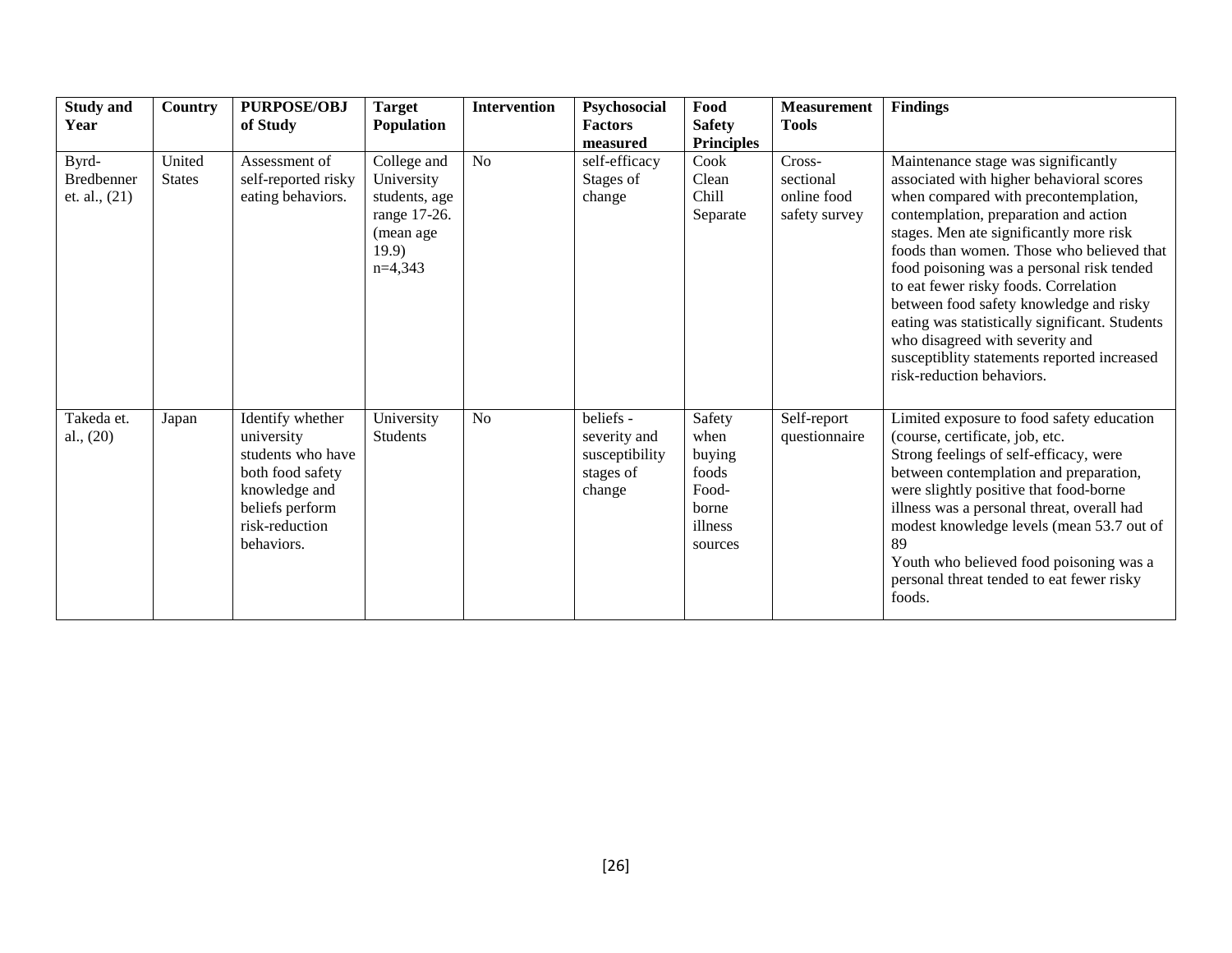| Study and Year | Country | PURPOSE/OBJ of Study | Target Population | Intervention | Psychosocial Factors measured | Food Safety Principles | Measurement Tools | Findings |
|---|---|---|---|---|---|---|---|---|
| Byrd-Bredbenner et. al., (21) | United States | Assessment of self-reported risky eating behaviors. | College and University students, age range 17-26. (mean age 19.9) n=4,343 | No | self-efficacy Stages of change | Cook Clean Chill Separate | Cross-sectional online food safety survey | Maintenance stage was significantly associated with higher behavioral scores when compared with precontemplation, contemplation, preparation and action stages. Men ate significantly more risk foods than women. Those who believed that food poisoning was a personal risk tended to eat fewer risky foods. Correlation between food safety knowledge and risky eating was statistically significant. Students who disagreed with severity and susceptiblity statements reported increased risk-reduction behaviors. |
| Takeda et. al., (20) | Japan | Identify whether university students who have both food safety knowledge and beliefs perform risk-reduction behaviors. | University Students | No | beliefs - severity and susceptibility stages of change | Safety when buying foods Food-borne illness sources | Self-report questionnaire | Limited exposure to food safety education (course, certificate, job, etc. Strong feelings of self-efficacy, were between contemplation and preparation, were slightly positive that food-borne illness was a personal threat, overall had modest knowledge levels (mean 53.7 out of 89 Youth who believed food poisoning was a personal threat tended to eat fewer risky foods. |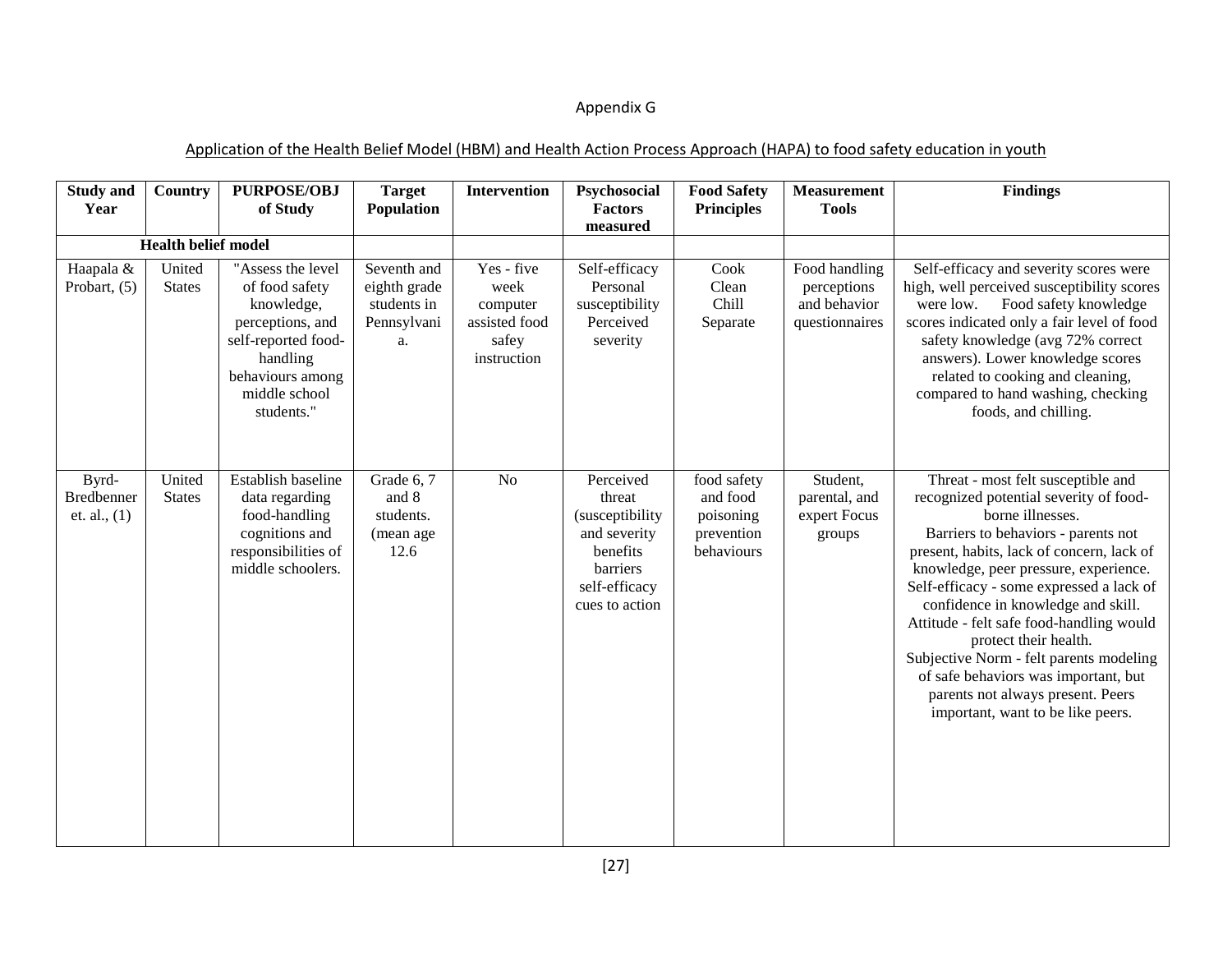Appendix G

Application of the Health Belief Model (HBM) and Health Action Process Approach (HAPA) to food safety education in youth

| Study and Year | Country | PURPOSE/OBJ of Study | Target Population | Intervention | Psychosocial Factors measured | Food Safety Principles | Measurement Tools | Findings |
|---|---|---|---|---|---|---|---|---|
| **Health belief model** | | | | | | | | |
| Haapala & Probart, (5) | United States | "Assess the level of food safety knowledge, perceptions, and self-reported food-handling behaviours among middle school students." | Seventh and eighth grade students in Pennsylvania. | Yes - five week computer assisted food safey instruction | Self-efficacy Personal susceptibility Perceived severity | Cook Clean Chill Separate | Food handling perceptions and behavior questionnaires | Self-efficacy and severity scores were high, well perceived susceptibility scores were low. Food safety knowledge scores indicated only a fair level of food safety knowledge (avg 72% correct answers). Lower knowledge scores related to cooking and cleaning, compared to hand washing, checking foods, and chilling. |
| Byrd-Bredbenner et. al., (1) | United States | Establish baseline data regarding food-handling cognitions and responsibilities of middle schoolers. | Grade 6, 7 and 8 students. (mean age 12.6 | No | Perceived threat (susceptibility and severity benefits barriers self-efficacy cues to action | food safety and food poisoning prevention behaviours | Student, parental, and expert Focus groups | Threat - most felt susceptible and recognized potential severity of food-borne illnesses. Barriers to behaviors - parents not present, habits, lack of concern, lack of knowledge, peer pressure, experience. Self-efficacy - some expressed a lack of confidence in knowledge and skill. Attitude - felt safe food-handling would protect their health. Subjective Norm - felt parents modeling of safe behaviors was important, but parents not always present. Peers important, want to be like peers. |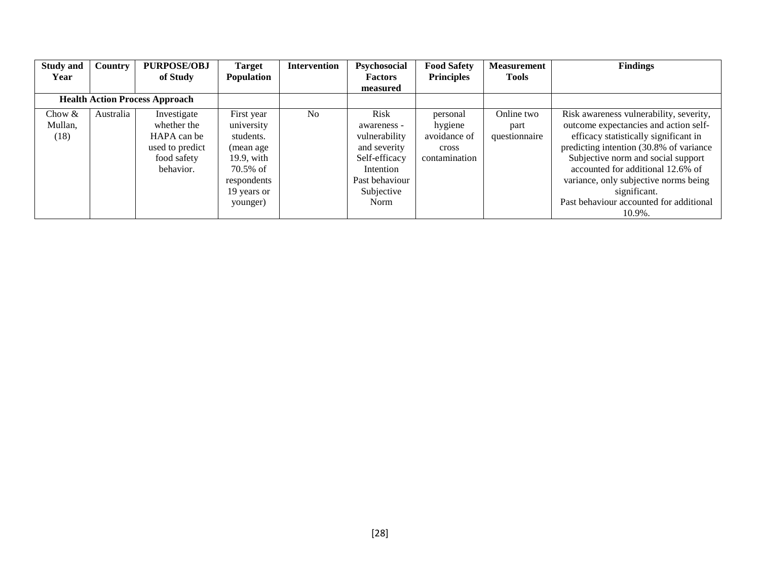| Study and Year | Country | PURPOSE/OBJ of Study | Target Population | Intervention | Psychosocial Factors measured | Food Safety Principles | Measurement Tools | Findings |
|---|---|---|---|---|---|---|---|---|
| **Health Action Process Approach** | | | | | | | | |
| Chow & Mullan, (18) | Australia | Investigate whether the HAPA can be used to predict food safety behavior. | First year university students. (mean age 19.9, with 70.5% of respondents 19 years or younger) | No | Risk awareness - vulnerability and severity Self-efficacy Intention Past behaviour Subjective Norm | personal hygiene avoidance of cross contamination | Online two part questionnaire | Risk awareness vulnerability, severity, outcome expectancies and action self-efficacy statistically significant in predicting intention (30.8% of variance Subjective norm and social support accounted for additional 12.6% of variance, only subjective norms being significant. Past behaviour accounted for additional 10.9%. |